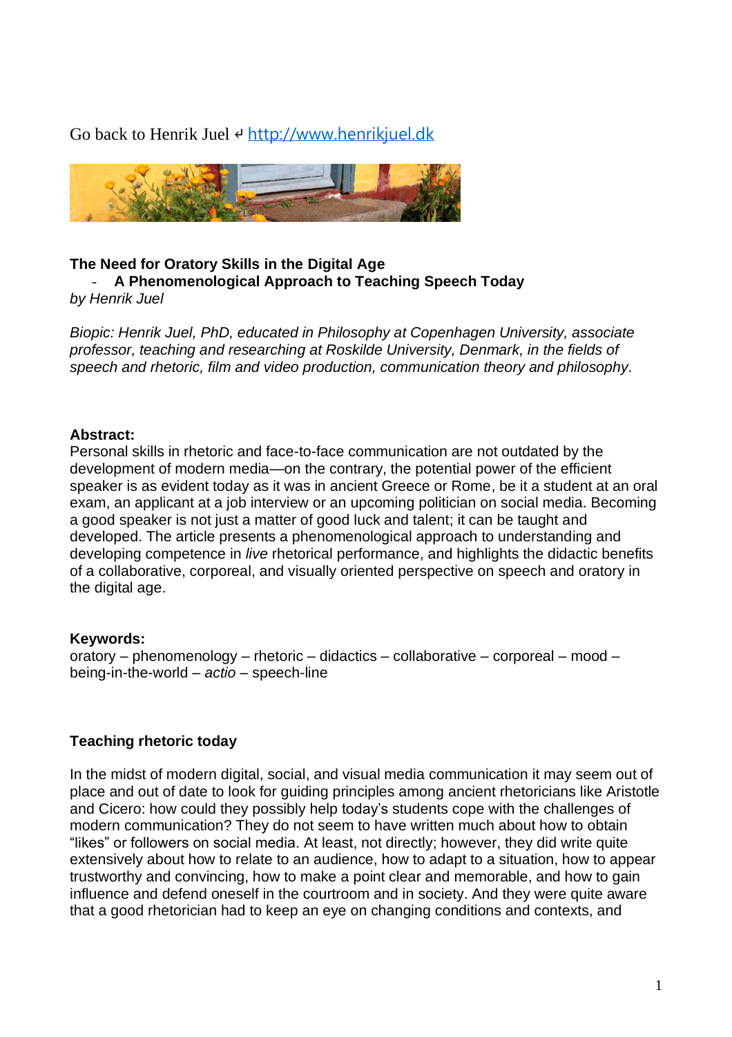Go back to Henrik Juel ↲ [http://www.henrikjuel.dk](http://www.henrikjuel.dk)

# The Need for Oratory Skills in the Digital Age

## - A Phenomenological Approach to Teaching Speech Today

*by Henrik Juel*

*Biopic: Henrik Juel, PhD, educated in Philosophy at Copenhagen University, associate professor, teaching and researching at Roskilde University, Denmark, in the fields of speech and rhetoric, film and video production, communication theory and philosophy.*

**Abstract:**

Personal skills in rhetoric and face-to-face communication are not outdated by the development of modern media—on the contrary, the potential power of the efficient speaker is as evident today as it was in ancient Greece or Rome, be it a student at an oral exam, an applicant at a job interview or an upcoming politician on social media. Becoming a good speaker is not just a matter of good luck and talent; it can be taught and developed. The article presents a phenomenological approach to understanding and developing competence in *live* rhetorical performance, and highlights the didactic benefits of a collaborative, corporeal, and visually oriented perspective on speech and oratory in the digital age.

**Keywords:**

oratory – phenomenology – rhetoric – didactics – collaborative – corporeal – mood – being-in-the-world – *actio* – speech-line

### Teaching rhetoric today

In the midst of modern digital, social, and visual media communication it may seem out of place and out of date to look for guiding principles among ancient rhetoricians like Aristotle and Cicero: how could they possibly help today's students cope with the challenges of modern communication? They do not seem to have written much about how to obtain "likes" or followers on social media. At least, not directly; however, they did write quite extensively about how to relate to an audience, how to adapt to a situation, how to appear trustworthy and convincing, how to make a point clear and memorable, and how to gain influence and defend oneself in the courtroom and in society. And they were quite aware that a good rhetorician had to keep an eye on changing conditions and contexts, and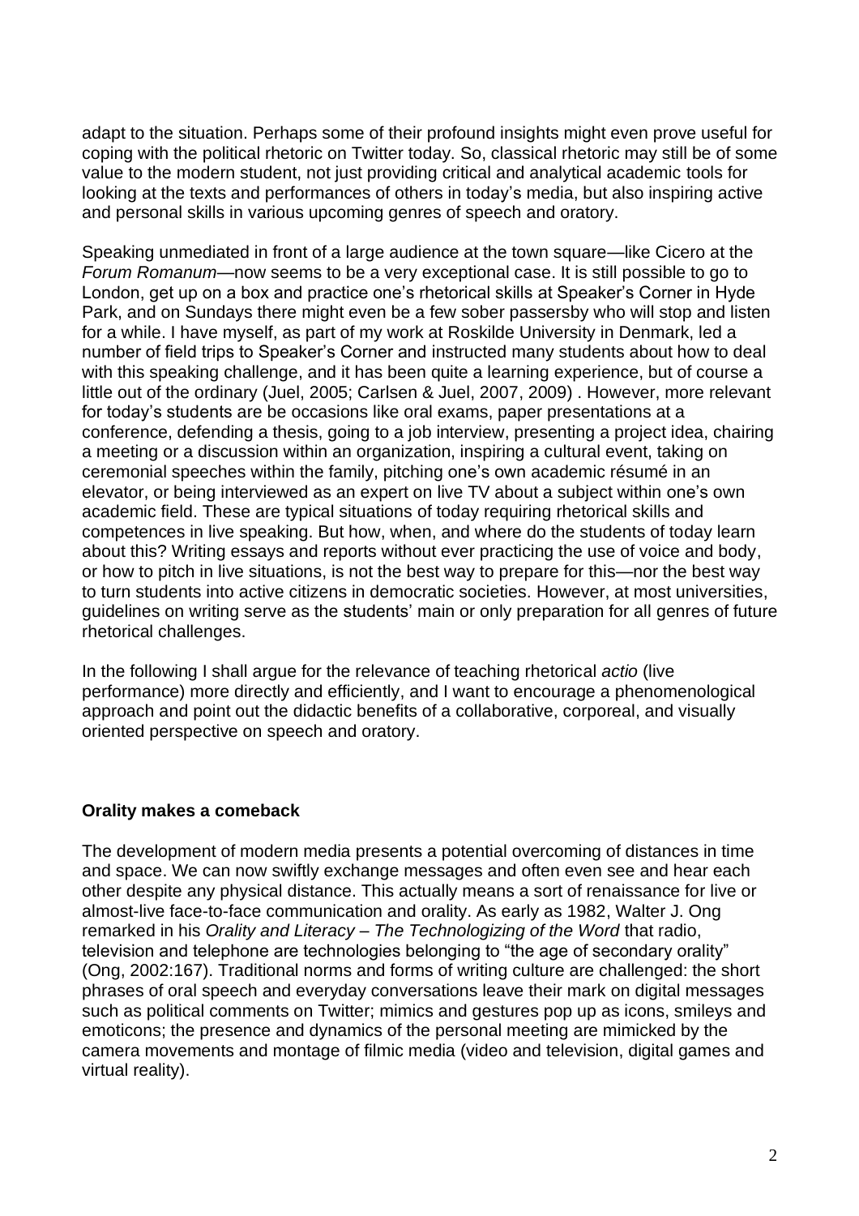adapt to the situation. Perhaps some of their profound insights might even prove useful for coping with the political rhetoric on Twitter today. So, classical rhetoric may still be of some value to the modern student, not just providing critical and analytical academic tools for looking at the texts and performances of others in today's media, but also inspiring active and personal skills in various upcoming genres of speech and oratory.

Speaking unmediated in front of a large audience at the town square—like Cicero at the *Forum Romanum*—now seems to be a very exceptional case. It is still possible to go to London, get up on a box and practice one's rhetorical skills at Speaker's Corner in Hyde Park, and on Sundays there might even be a few sober passersby who will stop and listen for a while. I have myself, as part of my work at Roskilde University in Denmark, led a number of field trips to Speaker's Corner and instructed many students about how to deal with this speaking challenge, and it has been quite a learning experience, but of course a little out of the ordinary (Juel, 2005; Carlsen & Juel, 2007, 2009) . However, more relevant for today's students are be occasions like oral exams, paper presentations at a conference, defending a thesis, going to a job interview, presenting a project idea, chairing a meeting or a discussion within an organization, inspiring a cultural event, taking on ceremonial speeches within the family, pitching one's own academic résumé in an elevator, or being interviewed as an expert on live TV about a subject within one's own academic field. These are typical situations of today requiring rhetorical skills and competences in live speaking. But how, when, and where do the students of today learn about this? Writing essays and reports without ever practicing the use of voice and body, or how to pitch in live situations, is not the best way to prepare for this—nor the best way to turn students into active citizens in democratic societies. However, at most universities, guidelines on writing serve as the students' main or only preparation for all genres of future rhetorical challenges.

In the following I shall argue for the relevance of teaching rhetorical *actio* (live performance) more directly and efficiently, and I want to encourage a phenomenological approach and point out the didactic benefits of a collaborative, corporeal, and visually oriented perspective on speech and oratory.

## Orality makes a comeback

The development of modern media presents a potential overcoming of distances in time and space. We can now swiftly exchange messages and often even see and hear each other despite any physical distance. This actually means a sort of renaissance for live or almost-live face-to-face communication and orality. As early as 1982, Walter J. Ong remarked in his *Orality and Literacy – The Technologizing of the Word* that radio, television and telephone are technologies belonging to "the age of secondary orality" (Ong, 2002:167). Traditional norms and forms of writing culture are challenged: the short phrases of oral speech and everyday conversations leave their mark on digital messages such as political comments on Twitter; mimics and gestures pop up as icons, smileys and emoticons; the presence and dynamics of the personal meeting are mimicked by the camera movements and montage of filmic media (video and television, digital games and virtual reality).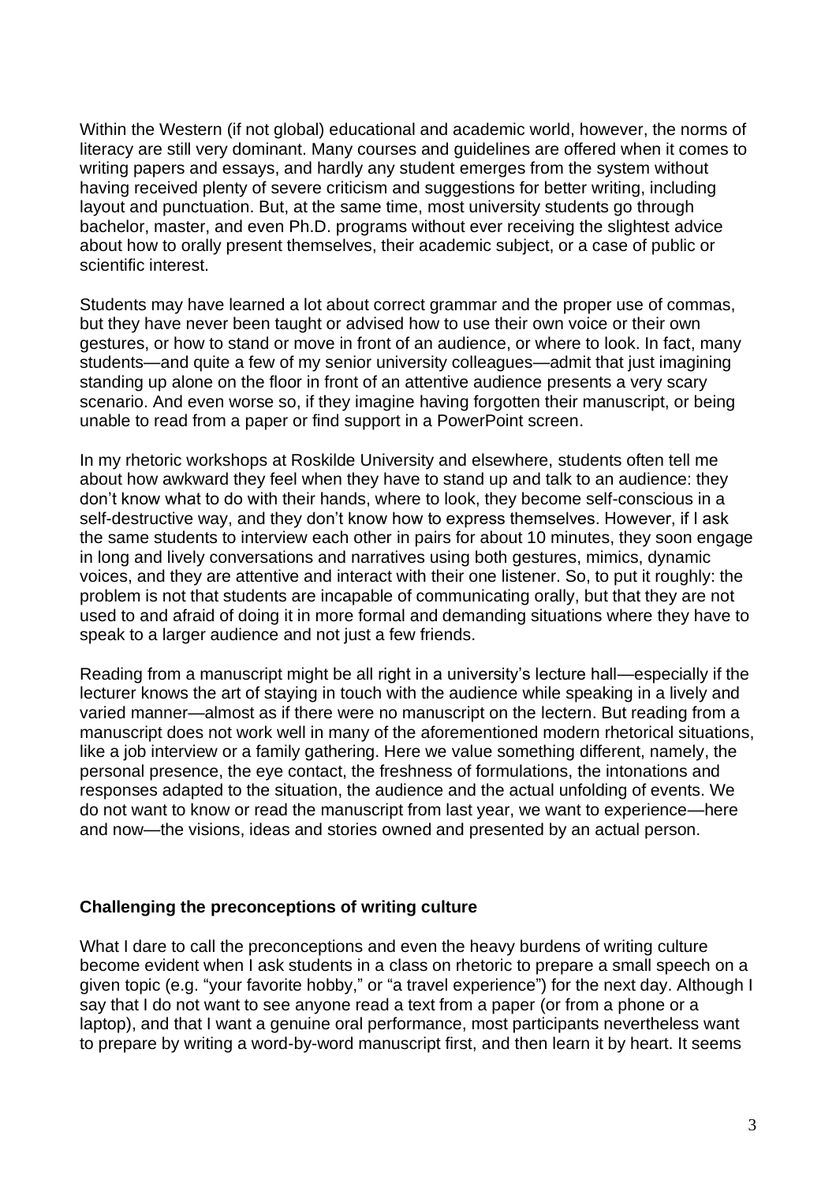Within the Western (if not global) educational and academic world, however, the norms of literacy are still very dominant. Many courses and guidelines are offered when it comes to writing papers and essays, and hardly any student emerges from the system without having received plenty of severe criticism and suggestions for better writing, including layout and punctuation. But, at the same time, most university students go through bachelor, master, and even Ph.D. programs without ever receiving the slightest advice about how to orally present themselves, their academic subject, or a case of public or scientific interest.

Students may have learned a lot about correct grammar and the proper use of commas, but they have never been taught or advised how to use their own voice or their own gestures, or how to stand or move in front of an audience, or where to look. In fact, many students—and quite a few of my senior university colleagues—admit that just imagining standing up alone on the floor in front of an attentive audience presents a very scary scenario. And even worse so, if they imagine having forgotten their manuscript, or being unable to read from a paper or find support in a PowerPoint screen.

In my rhetoric workshops at Roskilde University and elsewhere, students often tell me about how awkward they feel when they have to stand up and talk to an audience: they don't know what to do with their hands, where to look, they become self-conscious in a self-destructive way, and they don't know how to express themselves. However, if I ask the same students to interview each other in pairs for about 10 minutes, they soon engage in long and lively conversations and narratives using both gestures, mimics, dynamic voices, and they are attentive and interact with their one listener. So, to put it roughly: the problem is not that students are incapable of communicating orally, but that they are not used to and afraid of doing it in more formal and demanding situations where they have to speak to a larger audience and not just a few friends.

Reading from a manuscript might be all right in a university's lecture hall—especially if the lecturer knows the art of staying in touch with the audience while speaking in a lively and varied manner—almost as if there were no manuscript on the lectern. But reading from a manuscript does not work well in many of the aforementioned modern rhetorical situations, like a job interview or a family gathering. Here we value something different, namely, the personal presence, the eye contact, the freshness of formulations, the intonations and responses adapted to the situation, the audience and the actual unfolding of events. We do not want to know or read the manuscript from last year, we want to experience—here and now—the visions, ideas and stories owned and presented by an actual person.

## Challenging the preconceptions of writing culture

What I dare to call the preconceptions and even the heavy burdens of writing culture become evident when I ask students in a class on rhetoric to prepare a small speech on a given topic (e.g. "your favorite hobby," or "a travel experience") for the next day. Although I say that I do not want to see anyone read a text from a paper (or from a phone or a laptop), and that I want a genuine oral performance, most participants nevertheless want to prepare by writing a word-by-word manuscript first, and then learn it by heart. It seems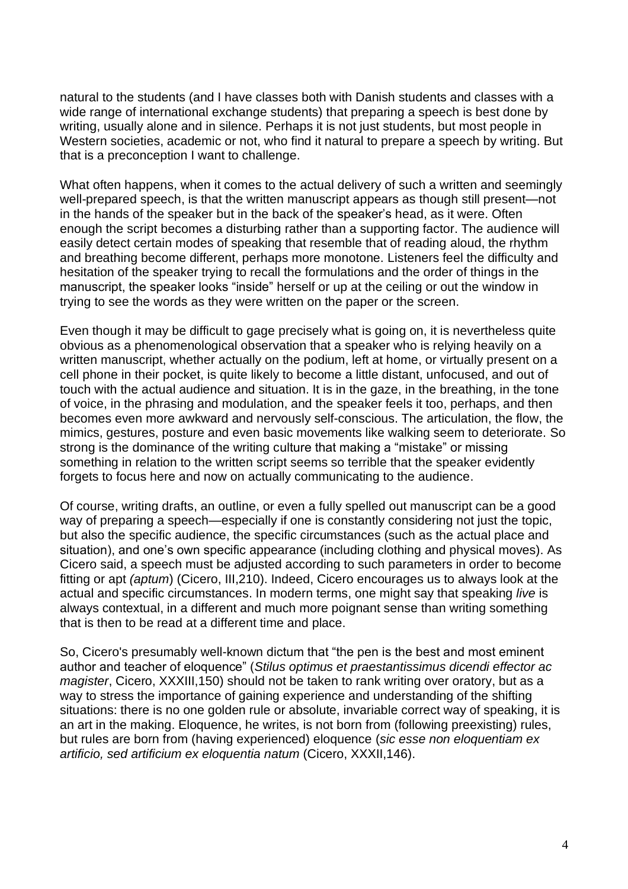natural to the students (and I have classes both with Danish students and classes with a wide range of international exchange students) that preparing a speech is best done by writing, usually alone and in silence. Perhaps it is not just students, but most people in Western societies, academic or not, who find it natural to prepare a speech by writing. But that is a preconception I want to challenge.

What often happens, when it comes to the actual delivery of such a written and seemingly well-prepared speech, is that the written manuscript appears as though still present—not in the hands of the speaker but in the back of the speaker's head, as it were. Often enough the script becomes a disturbing rather than a supporting factor. The audience will easily detect certain modes of speaking that resemble that of reading aloud, the rhythm and breathing become different, perhaps more monotone. Listeners feel the difficulty and hesitation of the speaker trying to recall the formulations and the order of things in the manuscript, the speaker looks "inside" herself or up at the ceiling or out the window in trying to see the words as they were written on the paper or the screen.

Even though it may be difficult to gage precisely what is going on, it is nevertheless quite obvious as a phenomenological observation that a speaker who is relying heavily on a written manuscript, whether actually on the podium, left at home, or virtually present on a cell phone in their pocket, is quite likely to become a little distant, unfocused, and out of touch with the actual audience and situation. It is in the gaze, in the breathing, in the tone of voice, in the phrasing and modulation, and the speaker feels it too, perhaps, and then becomes even more awkward and nervously self-conscious. The articulation, the flow, the mimics, gestures, posture and even basic movements like walking seem to deteriorate. So strong is the dominance of the writing culture that making a "mistake" or missing something in relation to the written script seems so terrible that the speaker evidently forgets to focus here and now on actually communicating to the audience.

Of course, writing drafts, an outline, or even a fully spelled out manuscript can be a good way of preparing a speech—especially if one is constantly considering not just the topic, but also the specific audience, the specific circumstances (such as the actual place and situation), and one's own specific appearance (including clothing and physical moves). As Cicero said, a speech must be adjusted according to such parameters in order to become fitting or apt *(aptum)* (Cicero, III,210). Indeed, Cicero encourages us to always look at the actual and specific circumstances. In modern terms, one might say that speaking *live* is always contextual, in a different and much more poignant sense than writing something that is then to be read at a different time and place.

So, Cicero's presumably well-known dictum that "the pen is the best and most eminent author and teacher of eloquence" (*Stilus optimus et praestantissimus dicendi effector ac magister*, Cicero, XXXIII,150) should not be taken to rank writing over oratory, but as a way to stress the importance of gaining experience and understanding of the shifting situations: there is no one golden rule or absolute, invariable correct way of speaking, it is an art in the making. Eloquence, he writes, is not born from (following preexisting) rules, but rules are born from (having experienced) eloquence (*sic esse non eloquentiam ex artificio, sed artificium ex eloquentia natum* (Cicero, XXXII,146).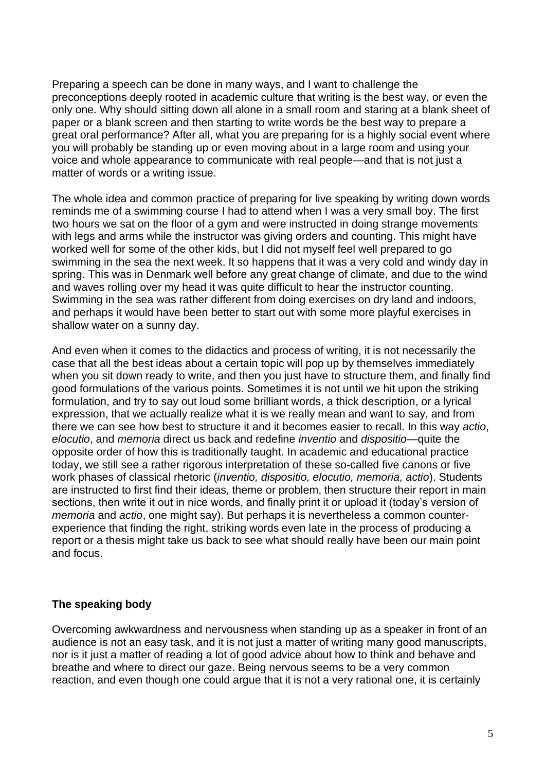Preparing a speech can be done in many ways, and I want to challenge the preconceptions deeply rooted in academic culture that writing is the best way, or even the only one. Why should sitting down all alone in a small room and staring at a blank sheet of paper or a blank screen and then starting to write words be the best way to prepare a great oral performance? After all, what you are preparing for is a highly social event where you will probably be standing up or even moving about in a large room and using your voice and whole appearance to communicate with real people—and that is not just a matter of words or a writing issue.

The whole idea and common practice of preparing for live speaking by writing down words reminds me of a swimming course I had to attend when I was a very small boy. The first two hours we sat on the floor of a gym and were instructed in doing strange movements with legs and arms while the instructor was giving orders and counting. This might have worked well for some of the other kids, but I did not myself feel well prepared to go swimming in the sea the next week. It so happens that it was a very cold and windy day in spring. This was in Denmark well before any great change of climate, and due to the wind and waves rolling over my head it was quite difficult to hear the instructor counting. Swimming in the sea was rather different from doing exercises on dry land and indoors, and perhaps it would have been better to start out with some more playful exercises in shallow water on a sunny day.

And even when it comes to the didactics and process of writing, it is not necessarily the case that all the best ideas about a certain topic will pop up by themselves immediately when you sit down ready to write, and then you just have to structure them, and finally find good formulations of the various points. Sometimes it is not until we hit upon the striking formulation, and try to say out loud some brilliant words, a thick description, or a lyrical expression, that we actually realize what it is we really mean and want to say, and from there we can see how best to structure it and it becomes easier to recall. In this way *actio*, *elocutio*, and *memoria* direct us back and redefine *inventio* and *dispositio*—quite the opposite order of how this is traditionally taught. In academic and educational practice today, we still see a rather rigorous interpretation of these so-called five canons or five work phases of classical rhetoric (*inventio, dispositio, elocutio, memoria, actio*). Students are instructed to first find their ideas, theme or problem, then structure their report in main sections, then write it out in nice words, and finally print it or upload it (today's version of *memoria* and *actio*, one might say). But perhaps it is nevertheless a common counter-experience that finding the right, striking words even late in the process of producing a report or a thesis might take us back to see what should really have been our main point and focus.

**The speaking body**

Overcoming awkwardness and nervousness when standing up as a speaker in front of an audience is not an easy task, and it is not just a matter of writing many good manuscripts, nor is it just a matter of reading a lot of good advice about how to think and behave and breathe and where to direct our gaze. Being nervous seems to be a very common reaction, and even though one could argue that it is not a very rational one, it is certainly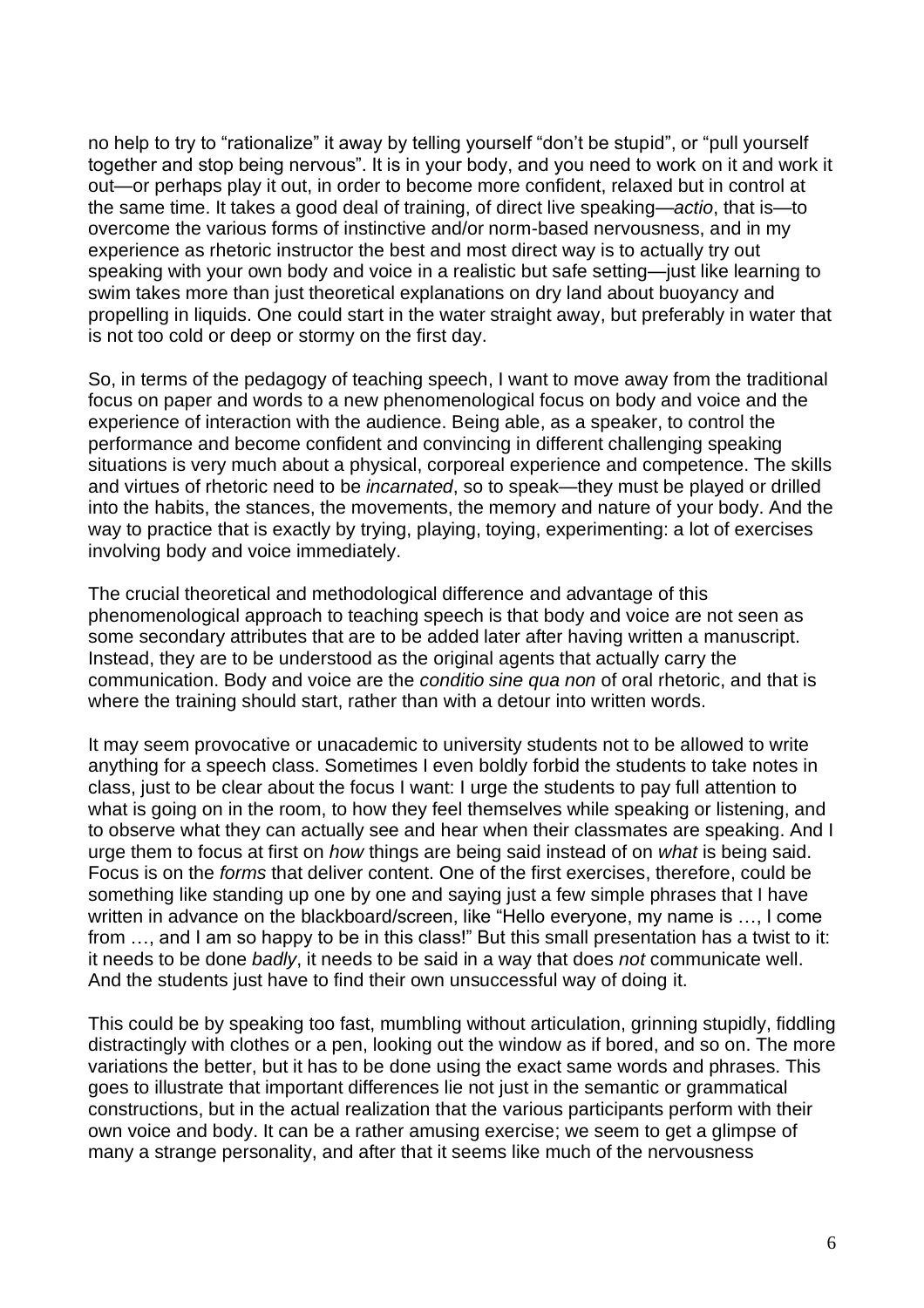no help to try to "rationalize" it away by telling yourself "don't be stupid", or "pull yourself together and stop being nervous". It is in your body, and you need to work on it and work it out—or perhaps play it out, in order to become more confident, relaxed but in control at the same time. It takes a good deal of training, of direct live speaking—*actio*, that is—to overcome the various forms of instinctive and/or norm-based nervousness, and in my experience as rhetoric instructor the best and most direct way is to actually try out speaking with your own body and voice in a realistic but safe setting—just like learning to swim takes more than just theoretical explanations on dry land about buoyancy and propelling in liquids. One could start in the water straight away, but preferably in water that is not too cold or deep or stormy on the first day.

So, in terms of the pedagogy of teaching speech, I want to move away from the traditional focus on paper and words to a new phenomenological focus on body and voice and the experience of interaction with the audience. Being able, as a speaker, to control the performance and become confident and convincing in different challenging speaking situations is very much about a physical, corporeal experience and competence. The skills and virtues of rhetoric need to be *incarnated*, so to speak—they must be played or drilled into the habits, the stances, the movements, the memory and nature of your body. And the way to practice that is exactly by trying, playing, toying, experimenting: a lot of exercises involving body and voice immediately.

The crucial theoretical and methodological difference and advantage of this phenomenological approach to teaching speech is that body and voice are not seen as some secondary attributes that are to be added later after having written a manuscript. Instead, they are to be understood as the original agents that actually carry the communication. Body and voice are the *conditio sine qua non* of oral rhetoric, and that is where the training should start, rather than with a detour into written words.

It may seem provocative or unacademic to university students not to be allowed to write anything for a speech class. Sometimes I even boldly forbid the students to take notes in class, just to be clear about the focus I want: I urge the students to pay full attention to what is going on in the room, to how they feel themselves while speaking or listening, and to observe what they can actually see and hear when their classmates are speaking. And I urge them to focus at first on *how* things are being said instead of on *what* is being said. Focus is on the *forms* that deliver content. One of the first exercises, therefore, could be something like standing up one by one and saying just a few simple phrases that I have written in advance on the blackboard/screen, like "Hello everyone, my name is …, I come from …, and I am so happy to be in this class!" But this small presentation has a twist to it: it needs to be done *badly*, it needs to be said in a way that does *not* communicate well. And the students just have to find their own unsuccessful way of doing it.

This could be by speaking too fast, mumbling without articulation, grinning stupidly, fiddling distractingly with clothes or a pen, looking out the window as if bored, and so on. The more variations the better, but it has to be done using the exact same words and phrases. This goes to illustrate that important differences lie not just in the semantic or grammatical constructions, but in the actual realization that the various participants perform with their own voice and body. It can be a rather amusing exercise; we seem to get a glimpse of many a strange personality, and after that it seems like much of the nervousness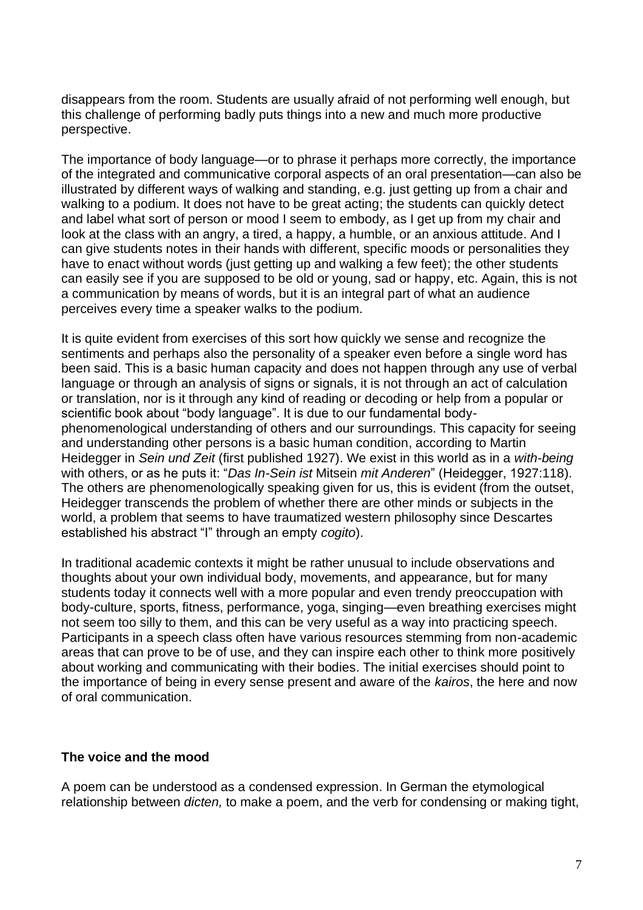disappears from the room. Students are usually afraid of not performing well enough, but this challenge of performing badly puts things into a new and much more productive perspective.

The importance of body language—or to phrase it perhaps more correctly, the importance of the integrated and communicative corporal aspects of an oral presentation—can also be illustrated by different ways of walking and standing, e.g. just getting up from a chair and walking to a podium. It does not have to be great acting; the students can quickly detect and label what sort of person or mood I seem to embody, as I get up from my chair and look at the class with an angry, a tired, a happy, a humble, or an anxious attitude. And I can give students notes in their hands with different, specific moods or personalities they have to enact without words (just getting up and walking a few feet); the other students can easily see if you are supposed to be old or young, sad or happy, etc. Again, this is not a communication by means of words, but it is an integral part of what an audience perceives every time a speaker walks to the podium.

It is quite evident from exercises of this sort how quickly we sense and recognize the sentiments and perhaps also the personality of a speaker even before a single word has been said. This is a basic human capacity and does not happen through any use of verbal language or through an analysis of signs or signals, it is not through an act of calculation or translation, nor is it through any kind of reading or decoding or help from a popular or scientific book about "body language". It is due to our fundamental body-phenomenological understanding of others and our surroundings. This capacity for seeing and understanding other persons is a basic human condition, according to Martin Heidegger in *Sein und Zeit* (first published 1927). We exist in this world as in a *with-being* with others, or as he puts it: "*Das In-Sein ist* Mitsein *mit Anderen*" (Heidegger, 1927:118). The others are phenomenologically speaking given for us, this is evident (from the outset, Heidegger transcends the problem of whether there are other minds or subjects in the world, a problem that seems to have traumatized western philosophy since Descartes established his abstract "I" through an empty *cogito*).

In traditional academic contexts it might be rather unusual to include observations and thoughts about your own individual body, movements, and appearance, but for many students today it connects well with a more popular and even trendy preoccupation with body-culture, sports, fitness, performance, yoga, singing—even breathing exercises might not seem too silly to them, and this can be very useful as a way into practicing speech. Participants in a speech class often have various resources stemming from non-academic areas that can prove to be of use, and they can inspire each other to think more positively about working and communicating with their bodies. The initial exercises should point to the importance of being in every sense present and aware of the *kairos*, the here and now of oral communication.

### The voice and the mood

A poem can be understood as a condensed expression. In German the etymological relationship between *dicten,* to make a poem, and the verb for condensing or making tight,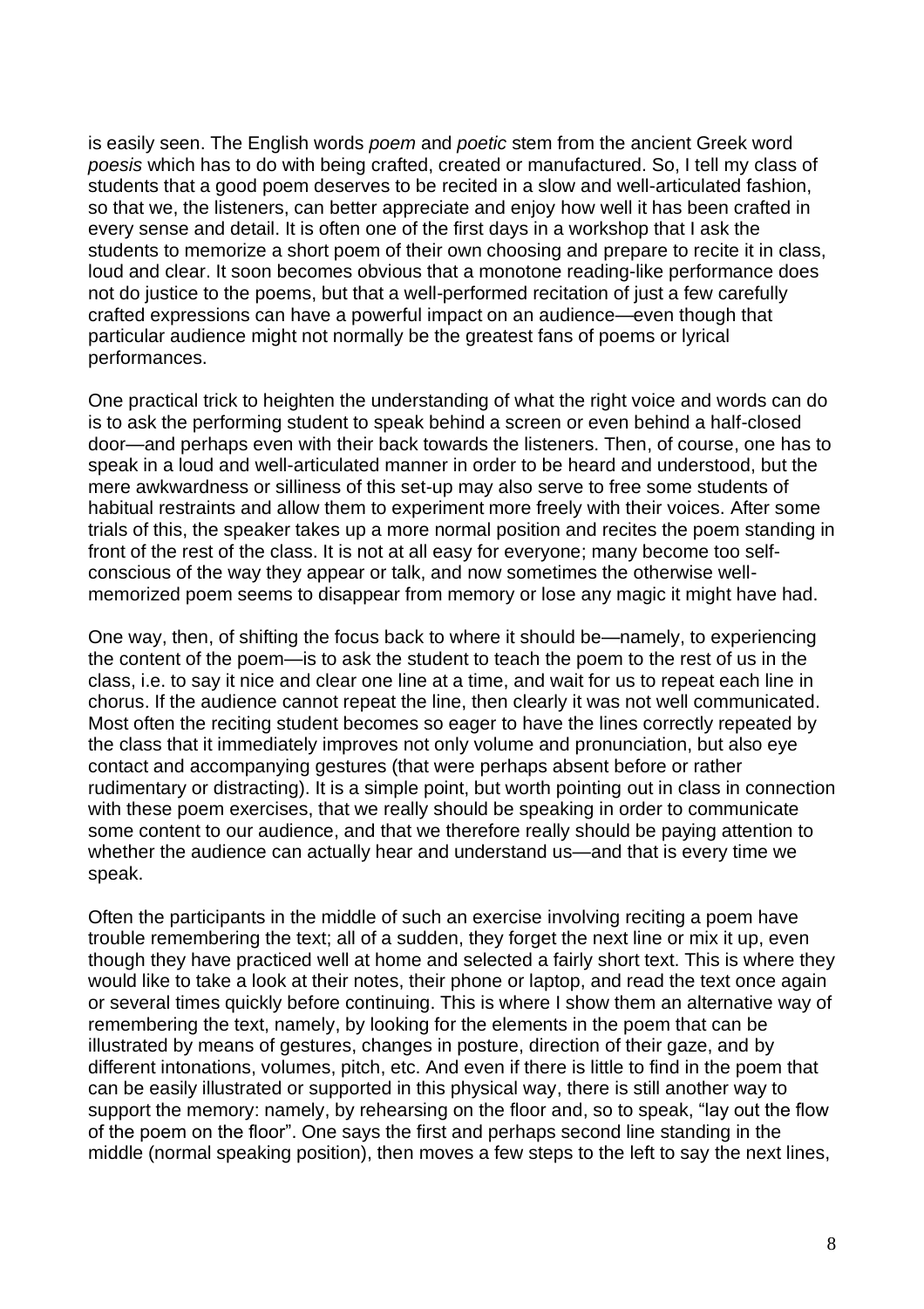is easily seen. The English words *poem* and *poetic* stem from the ancient Greek word *poesis* which has to do with being crafted, created or manufactured. So, I tell my class of students that a good poem deserves to be recited in a slow and well-articulated fashion, so that we, the listeners, can better appreciate and enjoy how well it has been crafted in every sense and detail. It is often one of the first days in a workshop that I ask the students to memorize a short poem of their own choosing and prepare to recite it in class, loud and clear. It soon becomes obvious that a monotone reading-like performance does not do justice to the poems, but that a well-performed recitation of just a few carefully crafted expressions can have a powerful impact on an audience—even though that particular audience might not normally be the greatest fans of poems or lyrical performances.

One practical trick to heighten the understanding of what the right voice and words can do is to ask the performing student to speak behind a screen or even behind a half-closed door—and perhaps even with their back towards the listeners. Then, of course, one has to speak in a loud and well-articulated manner in order to be heard and understood, but the mere awkwardness or silliness of this set-up may also serve to free some students of habitual restraints and allow them to experiment more freely with their voices. After some trials of this, the speaker takes up a more normal position and recites the poem standing in front of the rest of the class. It is not at all easy for everyone; many become too self-conscious of the way they appear or talk, and now sometimes the otherwise well-memorized poem seems to disappear from memory or lose any magic it might have had.

One way, then, of shifting the focus back to where it should be—namely, to experiencing the content of the poem—is to ask the student to teach the poem to the rest of us in the class, i.e. to say it nice and clear one line at a time, and wait for us to repeat each line in chorus. If the audience cannot repeat the line, then clearly it was not well communicated. Most often the reciting student becomes so eager to have the lines correctly repeated by the class that it immediately improves not only volume and pronunciation, but also eye contact and accompanying gestures (that were perhaps absent before or rather rudimentary or distracting). It is a simple point, but worth pointing out in class in connection with these poem exercises, that we really should be speaking in order to communicate some content to our audience, and that we therefore really should be paying attention to whether the audience can actually hear and understand us—and that is every time we speak.

Often the participants in the middle of such an exercise involving reciting a poem have trouble remembering the text; all of a sudden, they forget the next line or mix it up, even though they have practiced well at home and selected a fairly short text. This is where they would like to take a look at their notes, their phone or laptop, and read the text once again or several times quickly before continuing. This is where I show them an alternative way of remembering the text, namely, by looking for the elements in the poem that can be illustrated by means of gestures, changes in posture, direction of their gaze, and by different intonations, volumes, pitch, etc. And even if there is little to find in the poem that can be easily illustrated or supported in this physical way, there is still another way to support the memory: namely, by rehearsing on the floor and, so to speak, "lay out the flow of the poem on the floor". One says the first and perhaps second line standing in the middle (normal speaking position), then moves a few steps to the left to say the next lines,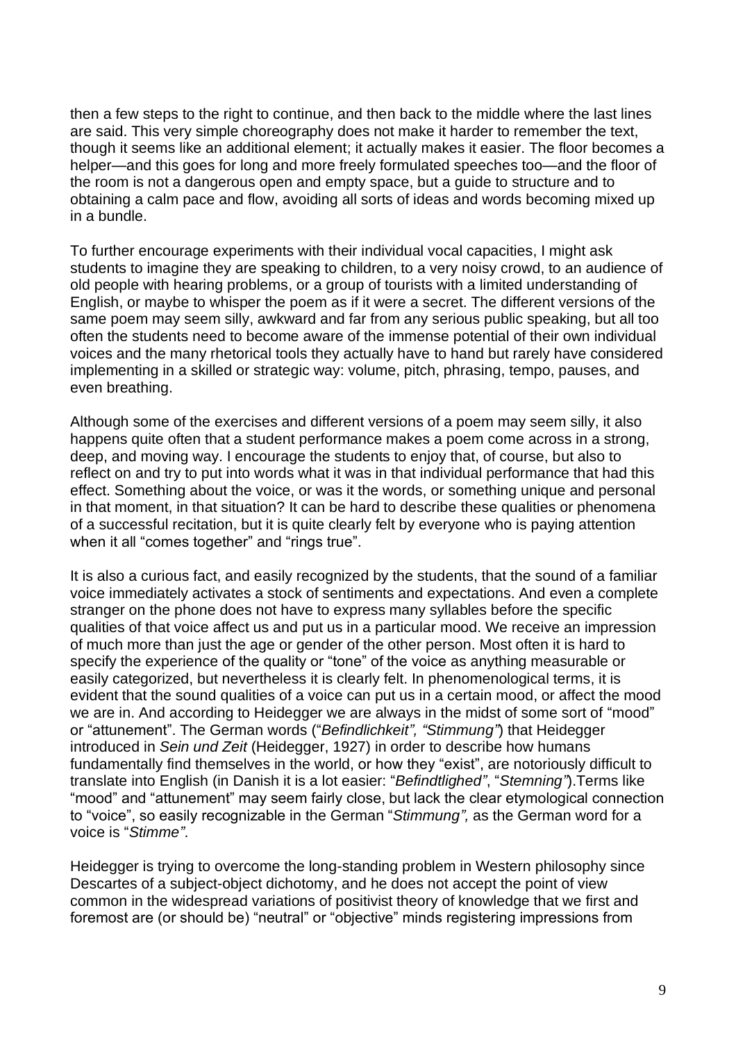then a few steps to the right to continue, and then back to the middle where the last lines are said. This very simple choreography does not make it harder to remember the text, though it seems like an additional element; it actually makes it easier. The floor becomes a helper—and this goes for long and more freely formulated speeches too—and the floor of the room is not a dangerous open and empty space, but a guide to structure and to obtaining a calm pace and flow, avoiding all sorts of ideas and words becoming mixed up in a bundle.

To further encourage experiments with their individual vocal capacities, I might ask students to imagine they are speaking to children, to a very noisy crowd, to an audience of old people with hearing problems, or a group of tourists with a limited understanding of English, or maybe to whisper the poem as if it were a secret. The different versions of the same poem may seem silly, awkward and far from any serious public speaking, but all too often the students need to become aware of the immense potential of their own individual voices and the many rhetorical tools they actually have to hand but rarely have considered implementing in a skilled or strategic way: volume, pitch, phrasing, tempo, pauses, and even breathing.

Although some of the exercises and different versions of a poem may seem silly, it also happens quite often that a student performance makes a poem come across in a strong, deep, and moving way. I encourage the students to enjoy that, of course, but also to reflect on and try to put into words what it was in that individual performance that had this effect. Something about the voice, or was it the words, or something unique and personal in that moment, in that situation? It can be hard to describe these qualities or phenomena of a successful recitation, but it is quite clearly felt by everyone who is paying attention when it all "comes together" and "rings true".

It is also a curious fact, and easily recognized by the students, that the sound of a familiar voice immediately activates a stock of sentiments and expectations. And even a complete stranger on the phone does not have to express many syllables before the specific qualities of that voice affect us and put us in a particular mood. We receive an impression of much more than just the age or gender of the other person. Most often it is hard to specify the experience of the quality or "tone" of the voice as anything measurable or easily categorized, but nevertheless it is clearly felt. In phenomenological terms, it is evident that the sound qualities of a voice can put us in a certain mood, or affect the mood we are in. And according to Heidegger we are always in the midst of some sort of "mood" or "attunement". The German words ("*Befindlichkeit", "Stimmung"*) that Heidegger introduced in *Sein und Zeit* (Heidegger, 1927) in order to describe how humans fundamentally find themselves in the world, or how they "exist", are notoriously difficult to translate into English (in Danish it is a lot easier: "*Befindtlighed"*, "*Stemning"*).Terms like "mood" and "attunement" may seem fairly close, but lack the clear etymological connection to "voice", so easily recognizable in the German "*Stimmung",* as the German word for a voice is "*Stimme"*.

Heidegger is trying to overcome the long-standing problem in Western philosophy since Descartes of a subject-object dichotomy, and he does not accept the point of view common in the widespread variations of positivist theory of knowledge that we first and foremost are (or should be) "neutral" or "objective" minds registering impressions from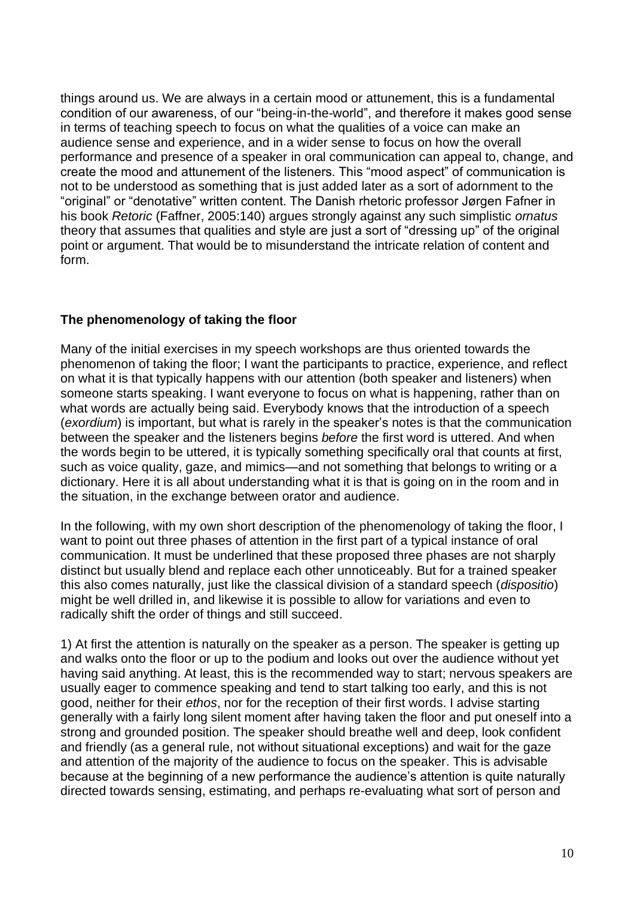things around us. We are always in a certain mood or attunement, this is a fundamental condition of our awareness, of our "being-in-the-world", and therefore it makes good sense in terms of teaching speech to focus on what the qualities of a voice can make an audience sense and experience, and in a wider sense to focus on how the overall performance and presence of a speaker in oral communication can appeal to, change, and create the mood and attunement of the listeners. This "mood aspect" of communication is not to be understood as something that is just added later as a sort of adornment to the "original" or "denotative" written content. The Danish rhetoric professor Jørgen Fafner in his book *Retoric* (Faffner, 2005:140) argues strongly against any such simplistic *ornatus* theory that assumes that qualities and style are just a sort of "dressing up" of the original point or argument. That would be to misunderstand the intricate relation of content and form.

### The phenomenology of taking the floor

Many of the initial exercises in my speech workshops are thus oriented towards the phenomenon of taking the floor; I want the participants to practice, experience, and reflect on what it is that typically happens with our attention (both speaker and listeners) when someone starts speaking. I want everyone to focus on what is happening, rather than on what words are actually being said. Everybody knows that the introduction of a speech (*exordium*) is important, but what is rarely in the speaker's notes is that the communication between the speaker and the listeners begins *before* the first word is uttered. And when the words begin to be uttered, it is typically something specifically oral that counts at first, such as voice quality, gaze, and mimics—and not something that belongs to writing or a dictionary. Here it is all about understanding what it is that is going on in the room and in the situation, in the exchange between orator and audience.

In the following, with my own short description of the phenomenology of taking the floor, I want to point out three phases of attention in the first part of a typical instance of oral communication. It must be underlined that these proposed three phases are not sharply distinct but usually blend and replace each other unnoticeably. But for a trained speaker this also comes naturally, just like the classical division of a standard speech (*dispositio*) might be well drilled in, and likewise it is possible to allow for variations and even to radically shift the order of things and still succeed.

1) At first the attention is naturally on the speaker as a person. The speaker is getting up and walks onto the floor or up to the podium and looks out over the audience without yet having said anything. At least, this is the recommended way to start; nervous speakers are usually eager to commence speaking and tend to start talking too early, and this is not good, neither for their *ethos*, nor for the reception of their first words. I advise starting generally with a fairly long silent moment after having taken the floor and put oneself into a strong and grounded position. The speaker should breathe well and deep, look confident and friendly (as a general rule, not without situational exceptions) and wait for the gaze and attention of the majority of the audience to focus on the speaker. This is advisable because at the beginning of a new performance the audience's attention is quite naturally directed towards sensing, estimating, and perhaps re-evaluating what sort of person and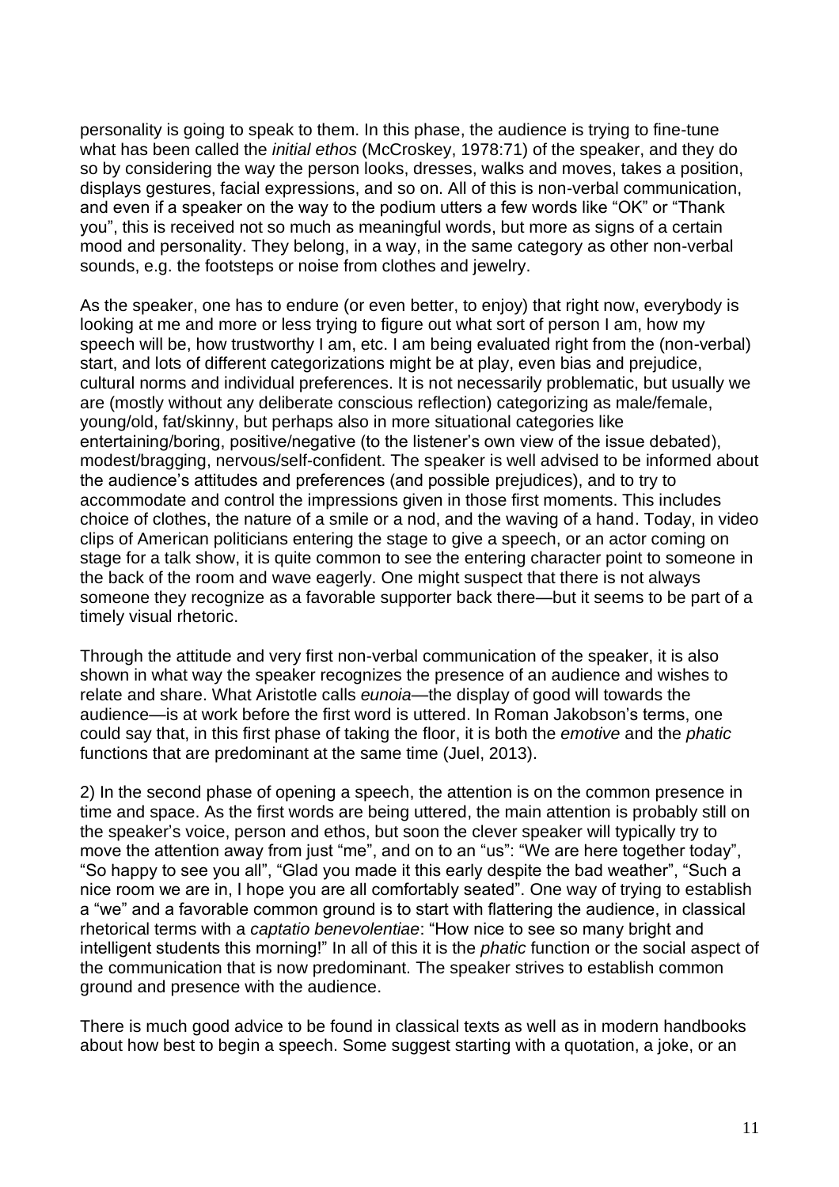personality is going to speak to them. In this phase, the audience is trying to fine-tune what has been called the *initial ethos* (McCroskey, 1978:71) of the speaker, and they do so by considering the way the person looks, dresses, walks and moves, takes a position, displays gestures, facial expressions, and so on. All of this is non-verbal communication, and even if a speaker on the way to the podium utters a few words like "OK" or "Thank you", this is received not so much as meaningful words, but more as signs of a certain mood and personality. They belong, in a way, in the same category as other non-verbal sounds, e.g. the footsteps or noise from clothes and jewelry.

As the speaker, one has to endure (or even better, to enjoy) that right now, everybody is looking at me and more or less trying to figure out what sort of person I am, how my speech will be, how trustworthy I am, etc. I am being evaluated right from the (non-verbal) start, and lots of different categorizations might be at play, even bias and prejudice, cultural norms and individual preferences. It is not necessarily problematic, but usually we are (mostly without any deliberate conscious reflection) categorizing as male/female, young/old, fat/skinny, but perhaps also in more situational categories like entertaining/boring, positive/negative (to the listener's own view of the issue debated), modest/bragging, nervous/self-confident. The speaker is well advised to be informed about the audience's attitudes and preferences (and possible prejudices), and to try to accommodate and control the impressions given in those first moments. This includes choice of clothes, the nature of a smile or a nod, and the waving of a hand. Today, in video clips of American politicians entering the stage to give a speech, or an actor coming on stage for a talk show, it is quite common to see the entering character point to someone in the back of the room and wave eagerly. One might suspect that there is not always someone they recognize as a favorable supporter back there—but it seems to be part of a timely visual rhetoric.

Through the attitude and very first non-verbal communication of the speaker, it is also shown in what way the speaker recognizes the presence of an audience and wishes to relate and share. What Aristotle calls *eunoia*—the display of good will towards the audience—is at work before the first word is uttered. In Roman Jakobson's terms, one could say that, in this first phase of taking the floor, it is both the *emotive* and the *phatic* functions that are predominant at the same time (Juel, 2013).

2) In the second phase of opening a speech, the attention is on the common presence in time and space. As the first words are being uttered, the main attention is probably still on the speaker's voice, person and ethos, but soon the clever speaker will typically try to move the attention away from just "me", and on to an "us": "We are here together today", "So happy to see you all", "Glad you made it this early despite the bad weather", "Such a nice room we are in, I hope you are all comfortably seated". One way of trying to establish a "we" and a favorable common ground is to start with flattering the audience, in classical rhetorical terms with a *captatio benevolentiae*: "How nice to see so many bright and intelligent students this morning!" In all of this it is the *phatic* function or the social aspect of the communication that is now predominant. The speaker strives to establish common ground and presence with the audience.

There is much good advice to be found in classical texts as well as in modern handbooks about how best to begin a speech. Some suggest starting with a quotation, a joke, or an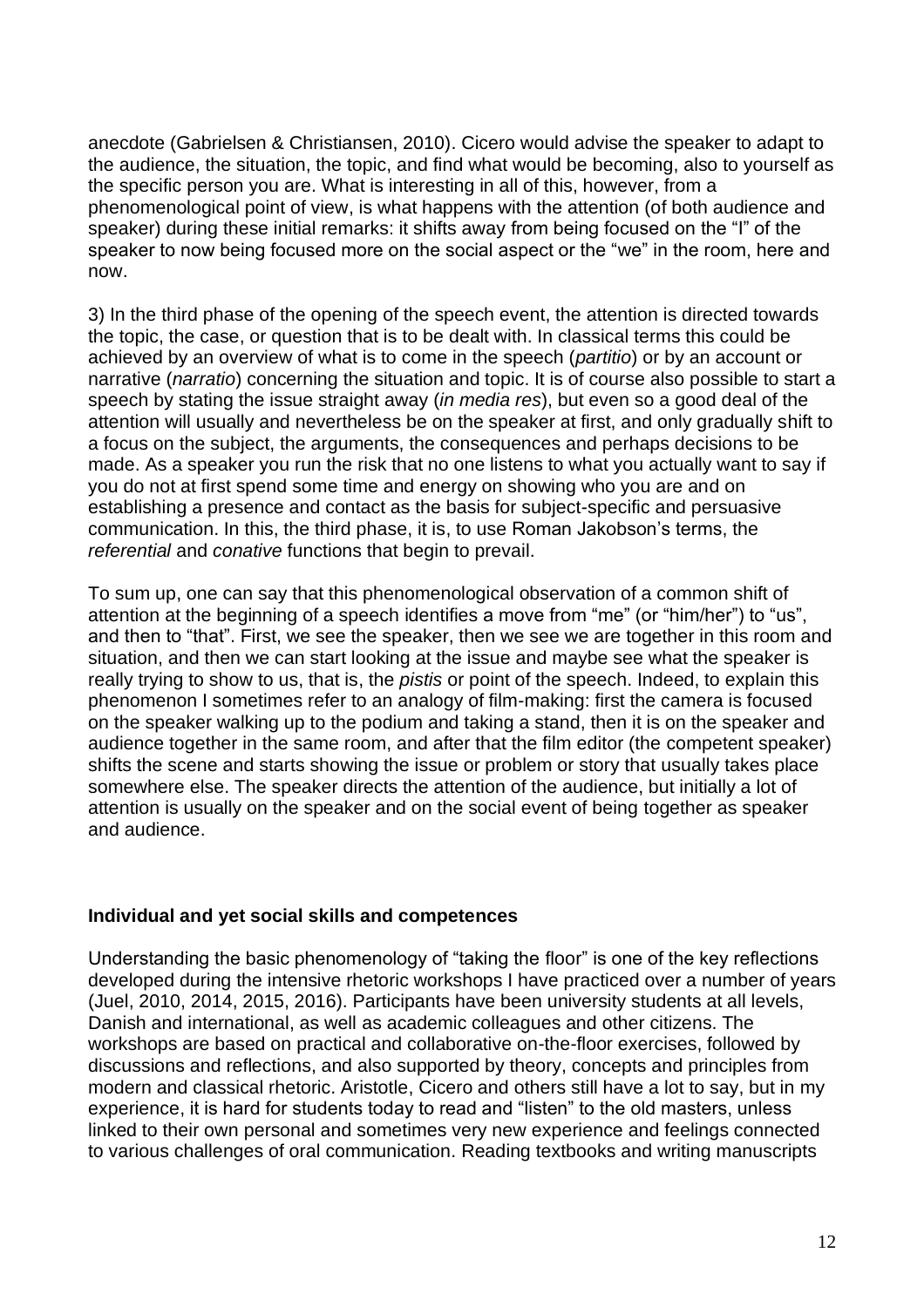anecdote (Gabrielsen & Christiansen, 2010). Cicero would advise the speaker to adapt to the audience, the situation, the topic, and find what would be becoming, also to yourself as the specific person you are. What is interesting in all of this, however, from a phenomenological point of view, is what happens with the attention (of both audience and speaker) during these initial remarks: it shifts away from being focused on the "I" of the speaker to now being focused more on the social aspect or the "we" in the room, here and now.

3) In the third phase of the opening of the speech event, the attention is directed towards the topic, the case, or question that is to be dealt with. In classical terms this could be achieved by an overview of what is to come in the speech (*partitio*) or by an account or narrative (*narratio*) concerning the situation and topic. It is of course also possible to start a speech by stating the issue straight away (*in media res*), but even so a good deal of the attention will usually and nevertheless be on the speaker at first, and only gradually shift to a focus on the subject, the arguments, the consequences and perhaps decisions to be made. As a speaker you run the risk that no one listens to what you actually want to say if you do not at first spend some time and energy on showing who you are and on establishing a presence and contact as the basis for subject-specific and persuasive communication. In this, the third phase, it is, to use Roman Jakobson's terms, the *referential* and *conative* functions that begin to prevail.

To sum up, one can say that this phenomenological observation of a common shift of attention at the beginning of a speech identifies a move from "me" (or "him/her") to "us", and then to "that". First, we see the speaker, then we see we are together in this room and situation, and then we can start looking at the issue and maybe see what the speaker is really trying to show to us, that is, the *pistis* or point of the speech. Indeed, to explain this phenomenon I sometimes refer to an analogy of film-making: first the camera is focused on the speaker walking up to the podium and taking a stand, then it is on the speaker and audience together in the same room, and after that the film editor (the competent speaker) shifts the scene and starts showing the issue or problem or story that usually takes place somewhere else. The speaker directs the attention of the audience, but initially a lot of attention is usually on the speaker and on the social event of being together as speaker and audience.

## Individual and yet social skills and competences

Understanding the basic phenomenology of "taking the floor" is one of the key reflections developed during the intensive rhetoric workshops I have practiced over a number of years (Juel, 2010, 2014, 2015, 2016). Participants have been university students at all levels, Danish and international, as well as academic colleagues and other citizens. The workshops are based on practical and collaborative on-the-floor exercises, followed by discussions and reflections, and also supported by theory, concepts and principles from modern and classical rhetoric. Aristotle, Cicero and others still have a lot to say, but in my experience, it is hard for students today to read and "listen" to the old masters, unless linked to their own personal and sometimes very new experience and feelings connected to various challenges of oral communication. Reading textbooks and writing manuscripts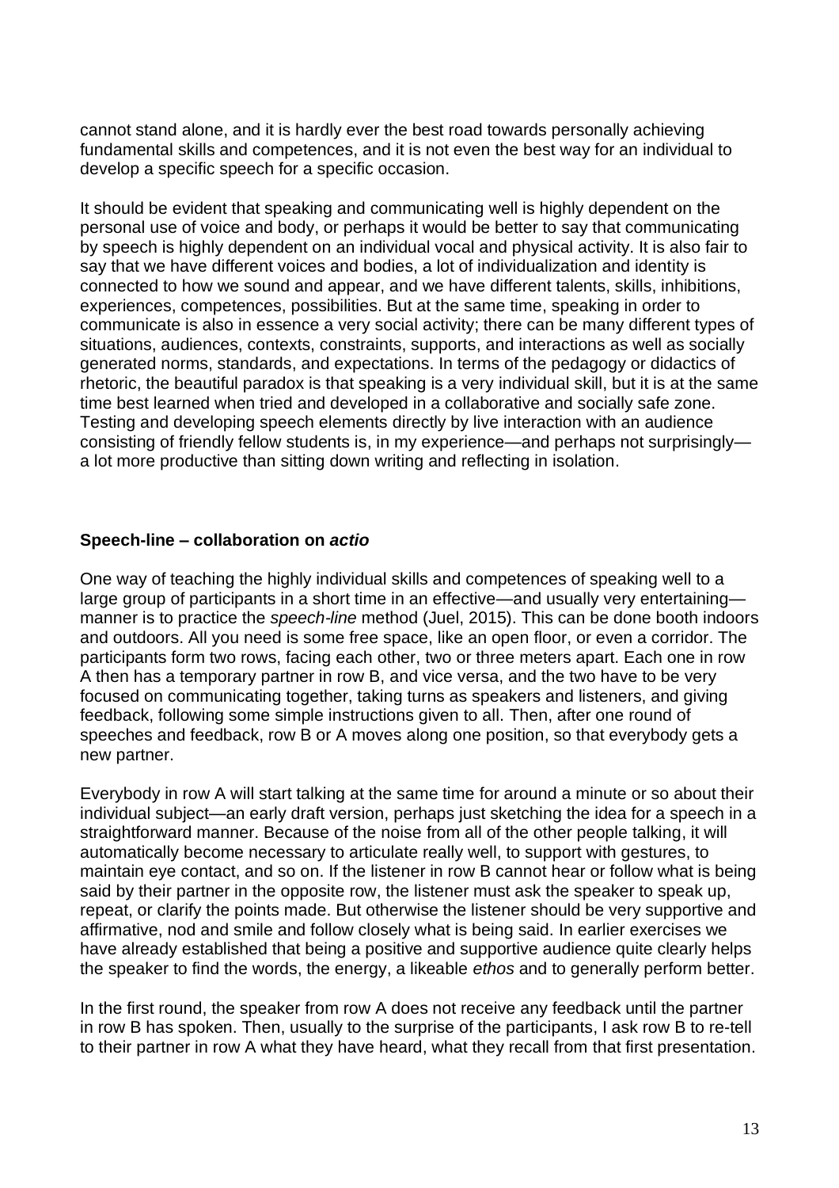cannot stand alone, and it is hardly ever the best road towards personally achieving fundamental skills and competences, and it is not even the best way for an individual to develop a specific speech for a specific occasion.

It should be evident that speaking and communicating well is highly dependent on the personal use of voice and body, or perhaps it would be better to say that communicating by speech is highly dependent on an individual vocal and physical activity. It is also fair to say that we have different voices and bodies, a lot of individualization and identity is connected to how we sound and appear, and we have different talents, skills, inhibitions, experiences, competences, possibilities. But at the same time, speaking in order to communicate is also in essence a very social activity; there can be many different types of situations, audiences, contexts, constraints, supports, and interactions as well as socially generated norms, standards, and expectations. In terms of the pedagogy or didactics of rhetoric, the beautiful paradox is that speaking is a very individual skill, but it is at the same time best learned when tried and developed in a collaborative and socially safe zone. Testing and developing speech elements directly by live interaction with an audience consisting of friendly fellow students is, in my experience—and perhaps not surprisingly—a lot more productive than sitting down writing and reflecting in isolation.

### Speech-line – collaboration on *actio*

One way of teaching the highly individual skills and competences of speaking well to a large group of participants in a short time in an effective—and usually very entertaining—manner is to practice the *speech-line* method (Juel, 2015). This can be done booth indoors and outdoors. All you need is some free space, like an open floor, or even a corridor. The participants form two rows, facing each other, two or three meters apart. Each one in row A then has a temporary partner in row B, and vice versa, and the two have to be very focused on communicating together, taking turns as speakers and listeners, and giving feedback, following some simple instructions given to all. Then, after one round of speeches and feedback, row B or A moves along one position, so that everybody gets a new partner.

Everybody in row A will start talking at the same time for around a minute or so about their individual subject—an early draft version, perhaps just sketching the idea for a speech in a straightforward manner. Because of the noise from all of the other people talking, it will automatically become necessary to articulate really well, to support with gestures, to maintain eye contact, and so on. If the listener in row B cannot hear or follow what is being said by their partner in the opposite row, the listener must ask the speaker to speak up, repeat, or clarify the points made. But otherwise the listener should be very supportive and affirmative, nod and smile and follow closely what is being said. In earlier exercises we have already established that being a positive and supportive audience quite clearly helps the speaker to find the words, the energy, a likeable *ethos* and to generally perform better.

In the first round, the speaker from row A does not receive any feedback until the partner in row B has spoken. Then, usually to the surprise of the participants, I ask row B to re-tell to their partner in row A what they have heard, what they recall from that first presentation.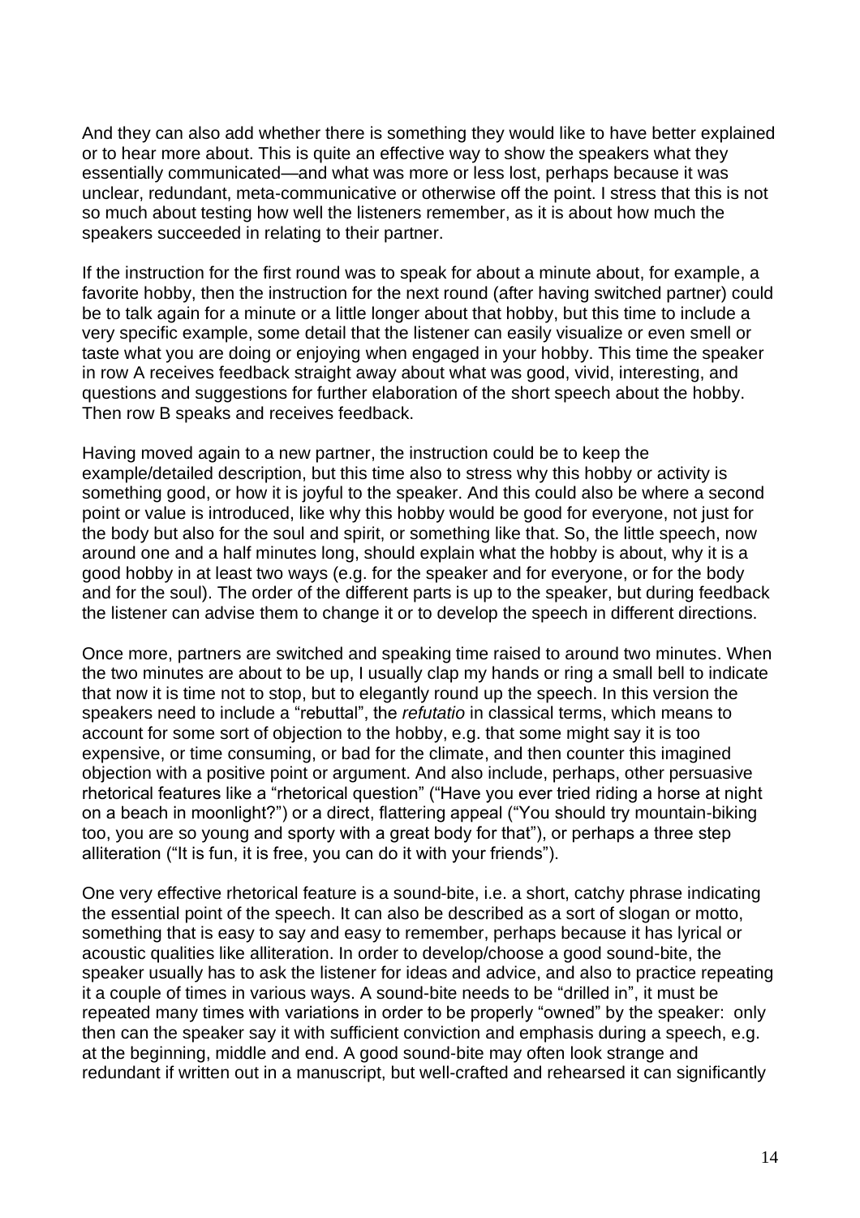And they can also add whether there is something they would like to have better explained or to hear more about. This is quite an effective way to show the speakers what they essentially communicated—and what was more or less lost, perhaps because it was unclear, redundant, meta-communicative or otherwise off the point. I stress that this is not so much about testing how well the listeners remember, as it is about how much the speakers succeeded in relating to their partner.

If the instruction for the first round was to speak for about a minute about, for example, a favorite hobby, then the instruction for the next round (after having switched partner) could be to talk again for a minute or a little longer about that hobby, but this time to include a very specific example, some detail that the listener can easily visualize or even smell or taste what you are doing or enjoying when engaged in your hobby. This time the speaker in row A receives feedback straight away about what was good, vivid, interesting, and questions and suggestions for further elaboration of the short speech about the hobby. Then row B speaks and receives feedback.

Having moved again to a new partner, the instruction could be to keep the example/detailed description, but this time also to stress why this hobby or activity is something good, or how it is joyful to the speaker. And this could also be where a second point or value is introduced, like why this hobby would be good for everyone, not just for the body but also for the soul and spirit, or something like that. So, the little speech, now around one and a half minutes long, should explain what the hobby is about, why it is a good hobby in at least two ways (e.g. for the speaker and for everyone, or for the body and for the soul). The order of the different parts is up to the speaker, but during feedback the listener can advise them to change it or to develop the speech in different directions.

Once more, partners are switched and speaking time raised to around two minutes. When the two minutes are about to be up, I usually clap my hands or ring a small bell to indicate that now it is time not to stop, but to elegantly round up the speech. In this version the speakers need to include a "rebuttal", the *refutatio* in classical terms, which means to account for some sort of objection to the hobby, e.g. that some might say it is too expensive, or time consuming, or bad for the climate, and then counter this imagined objection with a positive point or argument. And also include, perhaps, other persuasive rhetorical features like a "rhetorical question" ("Have you ever tried riding a horse at night on a beach in moonlight?") or a direct, flattering appeal ("You should try mountain-biking too, you are so young and sporty with a great body for that"), or perhaps a three step alliteration ("It is fun, it is free, you can do it with your friends").

One very effective rhetorical feature is a sound-bite, i.e. a short, catchy phrase indicating the essential point of the speech. It can also be described as a sort of slogan or motto, something that is easy to say and easy to remember, perhaps because it has lyrical or acoustic qualities like alliteration. In order to develop/choose a good sound-bite, the speaker usually has to ask the listener for ideas and advice, and also to practice repeating it a couple of times in various ways. A sound-bite needs to be "drilled in", it must be repeated many times with variations in order to be properly "owned" by the speaker: only then can the speaker say it with sufficient conviction and emphasis during a speech, e.g. at the beginning, middle and end. A good sound-bite may often look strange and redundant if written out in a manuscript, but well-crafted and rehearsed it can significantly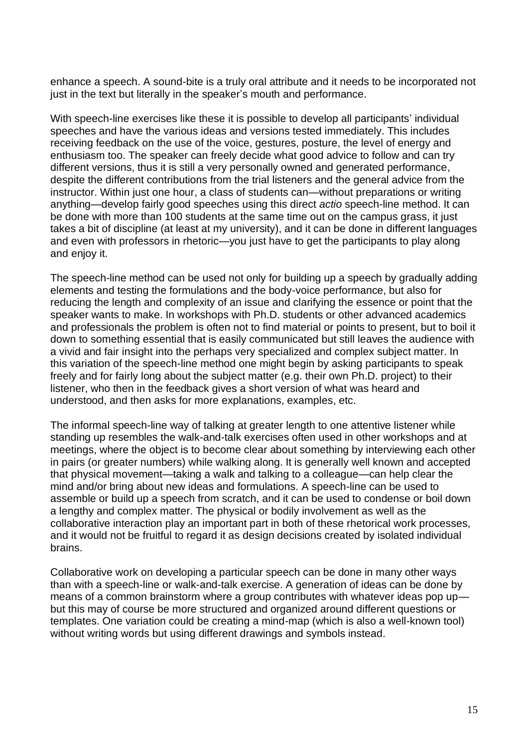enhance a speech. A sound-bite is a truly oral attribute and it needs to be incorporated not just in the text but literally in the speaker's mouth and performance.

With speech-line exercises like these it is possible to develop all participants' individual speeches and have the various ideas and versions tested immediately. This includes receiving feedback on the use of the voice, gestures, posture, the level of energy and enthusiasm too. The speaker can freely decide what good advice to follow and can try different versions, thus it is still a very personally owned and generated performance, despite the different contributions from the trial listeners and the general advice from the instructor. Within just one hour, a class of students can—without preparations or writing anything—develop fairly good speeches using this direct *actio* speech-line method. It can be done with more than 100 students at the same time out on the campus grass, it just takes a bit of discipline (at least at my university), and it can be done in different languages and even with professors in rhetoric—you just have to get the participants to play along and enjoy it.

The speech-line method can be used not only for building up a speech by gradually adding elements and testing the formulations and the body-voice performance, but also for reducing the length and complexity of an issue and clarifying the essence or point that the speaker wants to make. In workshops with Ph.D. students or other advanced academics and professionals the problem is often not to find material or points to present, but to boil it down to something essential that is easily communicated but still leaves the audience with a vivid and fair insight into the perhaps very specialized and complex subject matter. In this variation of the speech-line method one might begin by asking participants to speak freely and for fairly long about the subject matter (e.g. their own Ph.D. project) to their listener, who then in the feedback gives a short version of what was heard and understood, and then asks for more explanations, examples, etc.

The informal speech-line way of talking at greater length to one attentive listener while standing up resembles the walk-and-talk exercises often used in other workshops and at meetings, where the object is to become clear about something by interviewing each other in pairs (or greater numbers) while walking along. It is generally well known and accepted that physical movement—taking a walk and talking to a colleague—can help clear the mind and/or bring about new ideas and formulations. A speech-line can be used to assemble or build up a speech from scratch, and it can be used to condense or boil down a lengthy and complex matter. The physical or bodily involvement as well as the collaborative interaction play an important part in both of these rhetorical work processes, and it would not be fruitful to regard it as design decisions created by isolated individual brains.

Collaborative work on developing a particular speech can be done in many other ways than with a speech-line or walk-and-talk exercise. A generation of ideas can be done by means of a common brainstorm where a group contributes with whatever ideas pop up—but this may of course be more structured and organized around different questions or templates. One variation could be creating a mind-map (which is also a well-known tool) without writing words but using different drawings and symbols instead.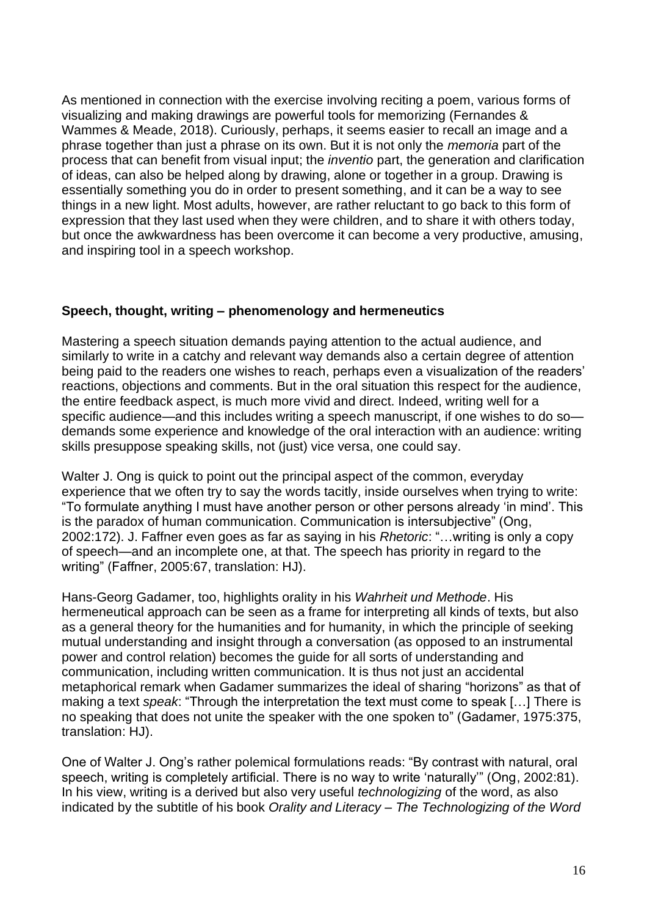As mentioned in connection with the exercise involving reciting a poem, various forms of visualizing and making drawings are powerful tools for memorizing (Fernandes & Wammes & Meade, 2018). Curiously, perhaps, it seems easier to recall an image and a phrase together than just a phrase on its own. But it is not only the *memoria* part of the process that can benefit from visual input; the *inventio* part, the generation and clarification of ideas, can also be helped along by drawing, alone or together in a group. Drawing is essentially something you do in order to present something, and it can be a way to see things in a new light. Most adults, however, are rather reluctant to go back to this form of expression that they last used when they were children, and to share it with others today, but once the awkwardness has been overcome it can become a very productive, amusing, and inspiring tool in a speech workshop.

## Speech, thought, writing – phenomenology and hermeneutics

Mastering a speech situation demands paying attention to the actual audience, and similarly to write in a catchy and relevant way demands also a certain degree of attention being paid to the readers one wishes to reach, perhaps even a visualization of the readers' reactions, objections and comments. But in the oral situation this respect for the audience, the entire feedback aspect, is much more vivid and direct. Indeed, writing well for a specific audience—and this includes writing a speech manuscript, if one wishes to do so—demands some experience and knowledge of the oral interaction with an audience: writing skills presuppose speaking skills, not (just) vice versa, one could say.

Walter J. Ong is quick to point out the principal aspect of the common, everyday experience that we often try to say the words tacitly, inside ourselves when trying to write: "To formulate anything I must have another person or other persons already 'in mind'. This is the paradox of human communication. Communication is intersubjective" (Ong, 2002:172). J. Faffner even goes as far as saying in his *Rhetoric*: "…writing is only a copy of speech—and an incomplete one, at that. The speech has priority in regard to the writing" (Faffner, 2005:67, translation: HJ).

Hans-Georg Gadamer, too, highlights orality in his *Wahrheit und Methode*. His hermeneutical approach can be seen as a frame for interpreting all kinds of texts, but also as a general theory for the humanities and for humanity, in which the principle of seeking mutual understanding and insight through a conversation (as opposed to an instrumental power and control relation) becomes the guide for all sorts of understanding and communication, including written communication. It is thus not just an accidental metaphorical remark when Gadamer summarizes the ideal of sharing "horizons" as that of making a text *speak*: "Through the interpretation the text must come to speak […] There is no speaking that does not unite the speaker with the one spoken to" (Gadamer, 1975:375, translation: HJ).

One of Walter J. Ong's rather polemical formulations reads: "By contrast with natural, oral speech, writing is completely artificial. There is no way to write 'naturally'" (Ong, 2002:81). In his view, writing is a derived but also very useful *technologizing* of the word, as also indicated by the subtitle of his book *Orality and Literacy – The Technologizing of the Word*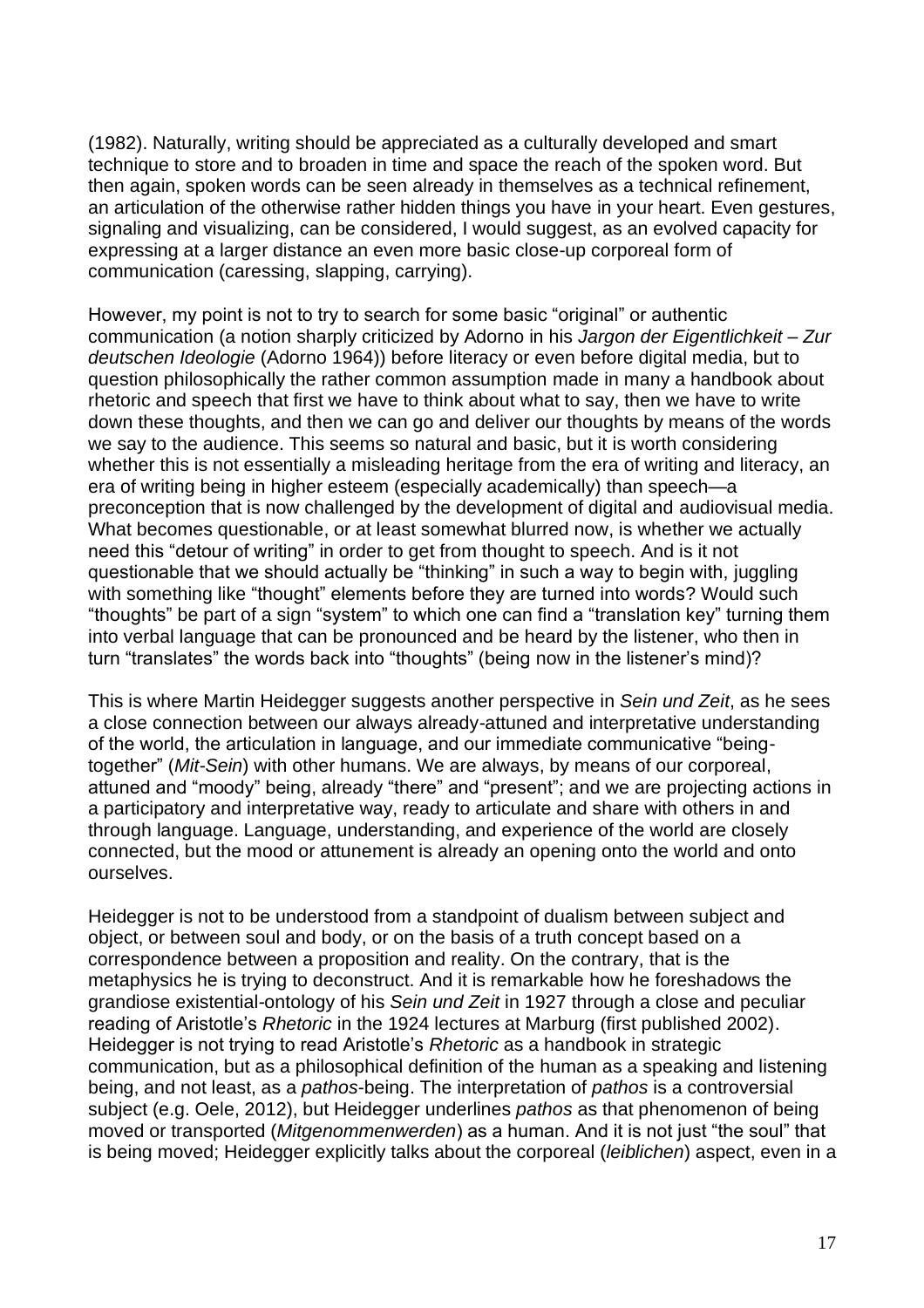(1982). Naturally, writing should be appreciated as a culturally developed and smart technique to store and to broaden in time and space the reach of the spoken word. But then again, spoken words can be seen already in themselves as a technical refinement, an articulation of the otherwise rather hidden things you have in your heart. Even gestures, signaling and visualizing, can be considered, I would suggest, as an evolved capacity for expressing at a larger distance an even more basic close-up corporeal form of communication (caressing, slapping, carrying).

However, my point is not to try to search for some basic "original" or authentic communication (a notion sharply criticized by Adorno in his *Jargon der Eigentlichkeit – Zur deutschen Ideologie* (Adorno 1964)) before literacy or even before digital media, but to question philosophically the rather common assumption made in many a handbook about rhetoric and speech that first we have to think about what to say, then we have to write down these thoughts, and then we can go and deliver our thoughts by means of the words we say to the audience. This seems so natural and basic, but it is worth considering whether this is not essentially a misleading heritage from the era of writing and literacy, an era of writing being in higher esteem (especially academically) than speech—a preconception that is now challenged by the development of digital and audiovisual media. What becomes questionable, or at least somewhat blurred now, is whether we actually need this "detour of writing" in order to get from thought to speech. And is it not questionable that we should actually be "thinking" in such a way to begin with, juggling with something like "thought" elements before they are turned into words? Would such "thoughts" be part of a sign "system" to which one can find a "translation key" turning them into verbal language that can be pronounced and be heard by the listener, who then in turn "translates" the words back into "thoughts" (being now in the listener's mind)?

This is where Martin Heidegger suggests another perspective in *Sein und Zeit*, as he sees a close connection between our always already-attuned and interpretative understanding of the world, the articulation in language, and our immediate communicative "being-together" (*Mit-Sein*) with other humans. We are always, by means of our corporeal, attuned and "moody" being, already "there" and "present"; and we are projecting actions in a participatory and interpretative way, ready to articulate and share with others in and through language. Language, understanding, and experience of the world are closely connected, but the mood or attunement is already an opening onto the world and onto ourselves.

Heidegger is not to be understood from a standpoint of dualism between subject and object, or between soul and body, or on the basis of a truth concept based on a correspondence between a proposition and reality. On the contrary, that is the metaphysics he is trying to deconstruct. And it is remarkable how he foreshadows the grandiose existential-ontology of his *Sein und Zeit* in 1927 through a close and peculiar reading of Aristotle's *Rhetoric* in the 1924 lectures at Marburg (first published 2002). Heidegger is not trying to read Aristotle's *Rhetoric* as a handbook in strategic communication, but as a philosophical definition of the human as a speaking and listening being, and not least, as a *pathos*-being. The interpretation of *pathos* is a controversial subject (e.g. Oele, 2012), but Heidegger underlines *pathos* as that phenomenon of being moved or transported (*Mitgenommenwerden*) as a human. And it is not just "the soul" that is being moved; Heidegger explicitly talks about the corporeal (*leiblichen*) aspect, even in a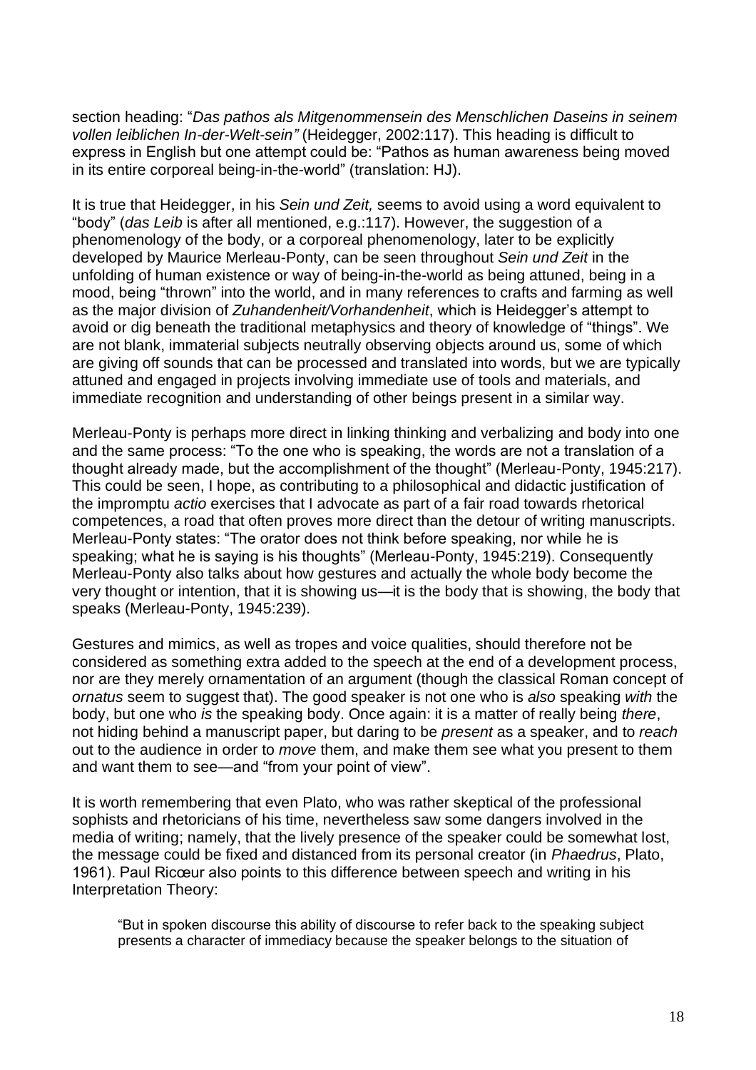section heading: "*Das pathos als Mitgenommensein des Menschlichen Daseins in seinem vollen leiblichen In-der-Welt-sein"* (Heidegger, 2002:117). This heading is difficult to express in English but one attempt could be: "Pathos as human awareness being moved in its entire corporeal being-in-the-world" (translation: HJ).

It is true that Heidegger, in his *Sein und Zeit,* seems to avoid using a word equivalent to "body" (*das Leib* is after all mentioned, e.g.:117). However, the suggestion of a phenomenology of the body, or a corporeal phenomenology, later to be explicitly developed by Maurice Merleau-Ponty, can be seen throughout *Sein und Zeit* in the unfolding of human existence or way of being-in-the-world as being attuned, being in a mood, being "thrown" into the world, and in many references to crafts and farming as well as the major division of *Zuhandenheit/Vorhandenheit*, which is Heidegger's attempt to avoid or dig beneath the traditional metaphysics and theory of knowledge of "things". We are not blank, immaterial subjects neutrally observing objects around us, some of which are giving off sounds that can be processed and translated into words, but we are typically attuned and engaged in projects involving immediate use of tools and materials, and immediate recognition and understanding of other beings present in a similar way.

Merleau-Ponty is perhaps more direct in linking thinking and verbalizing and body into one and the same process: "To the one who is speaking, the words are not a translation of a thought already made, but the accomplishment of the thought" (Merleau-Ponty, 1945:217). This could be seen, I hope, as contributing to a philosophical and didactic justification of the impromptu *actio* exercises that I advocate as part of a fair road towards rhetorical competences, a road that often proves more direct than the detour of writing manuscripts. Merleau-Ponty states: "The orator does not think before speaking, nor while he is speaking; what he is saying is his thoughts" (Merleau-Ponty, 1945:219). Consequently Merleau-Ponty also talks about how gestures and actually the whole body become the very thought or intention, that it is showing us—it is the body that is showing, the body that speaks (Merleau-Ponty, 1945:239).

Gestures and mimics, as well as tropes and voice qualities, should therefore not be considered as something extra added to the speech at the end of a development process, nor are they merely ornamentation of an argument (though the classical Roman concept of *ornatus* seem to suggest that). The good speaker is not one who is *also* speaking *with* the body, but one who *is* the speaking body. Once again: it is a matter of really being *there*, not hiding behind a manuscript paper, but daring to be *present* as a speaker, and to *reach* out to the audience in order to *move* them, and make them see what you present to them and want them to see—and "from your point of view".

It is worth remembering that even Plato, who was rather skeptical of the professional sophists and rhetoricians of his time, nevertheless saw some dangers involved in the media of writing; namely, that the lively presence of the speaker could be somewhat lost, the message could be fixed and distanced from its personal creator (in *Phaedrus*, Plato, 1961). Paul Ricœur also points to this difference between speech and writing in his Interpretation Theory:

> "But in spoken discourse this ability of discourse to refer back to the speaking subject presents a character of immediacy because the speaker belongs to the situation of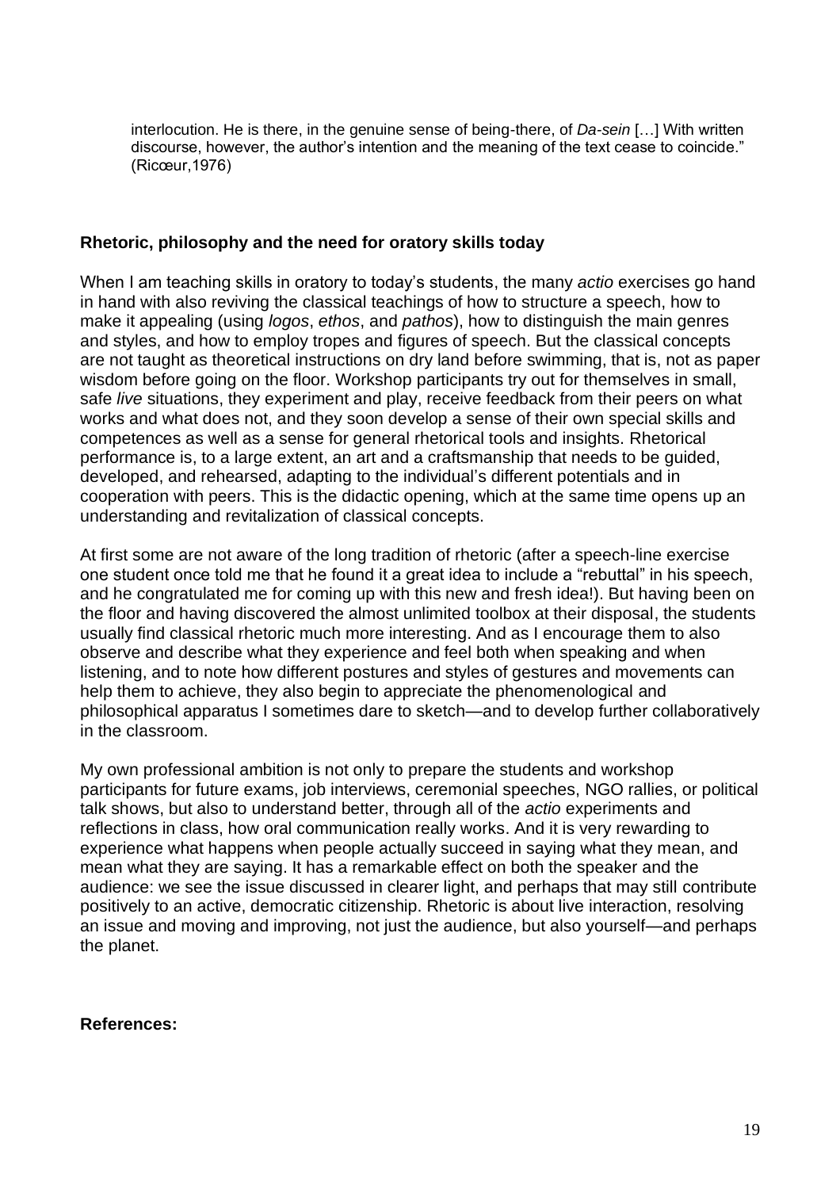> interlocution. He is there, in the genuine sense of being-there, of *Da-sein* […] With written discourse, however, the author's intention and the meaning of the text cease to coincide." (Ricœur,1976)

## Rhetoric, philosophy and the need for oratory skills today

When I am teaching skills in oratory to today's students, the many *actio* exercises go hand in hand with also reviving the classical teachings of how to structure a speech, how to make it appealing (using *logos*, *ethos*, and *pathos*), how to distinguish the main genres and styles, and how to employ tropes and figures of speech. But the classical concepts are not taught as theoretical instructions on dry land before swimming, that is, not as paper wisdom before going on the floor. Workshop participants try out for themselves in small, safe *live* situations, they experiment and play, receive feedback from their peers on what works and what does not, and they soon develop a sense of their own special skills and competences as well as a sense for general rhetorical tools and insights. Rhetorical performance is, to a large extent, an art and a craftsmanship that needs to be guided, developed, and rehearsed, adapting to the individual's different potentials and in cooperation with peers. This is the didactic opening, which at the same time opens up an understanding and revitalization of classical concepts.

At first some are not aware of the long tradition of rhetoric (after a speech-line exercise one student once told me that he found it a great idea to include a "rebuttal" in his speech, and he congratulated me for coming up with this new and fresh idea!). But having been on the floor and having discovered the almost unlimited toolbox at their disposal, the students usually find classical rhetoric much more interesting. And as I encourage them to also observe and describe what they experience and feel both when speaking and when listening, and to note how different postures and styles of gestures and movements can help them to achieve, they also begin to appreciate the phenomenological and philosophical apparatus I sometimes dare to sketch—and to develop further collaboratively in the classroom.

My own professional ambition is not only to prepare the students and workshop participants for future exams, job interviews, ceremonial speeches, NGO rallies, or political talk shows, but also to understand better, through all of the *actio* experiments and reflections in class, how oral communication really works. And it is very rewarding to experience what happens when people actually succeed in saying what they mean, and mean what they are saying. It has a remarkable effect on both the speaker and the audience: we see the issue discussed in clearer light, and perhaps that may still contribute positively to an active, democratic citizenship. Rhetoric is about live interaction, resolving an issue and moving and improving, not just the audience, but also yourself—and perhaps the planet.

**References:**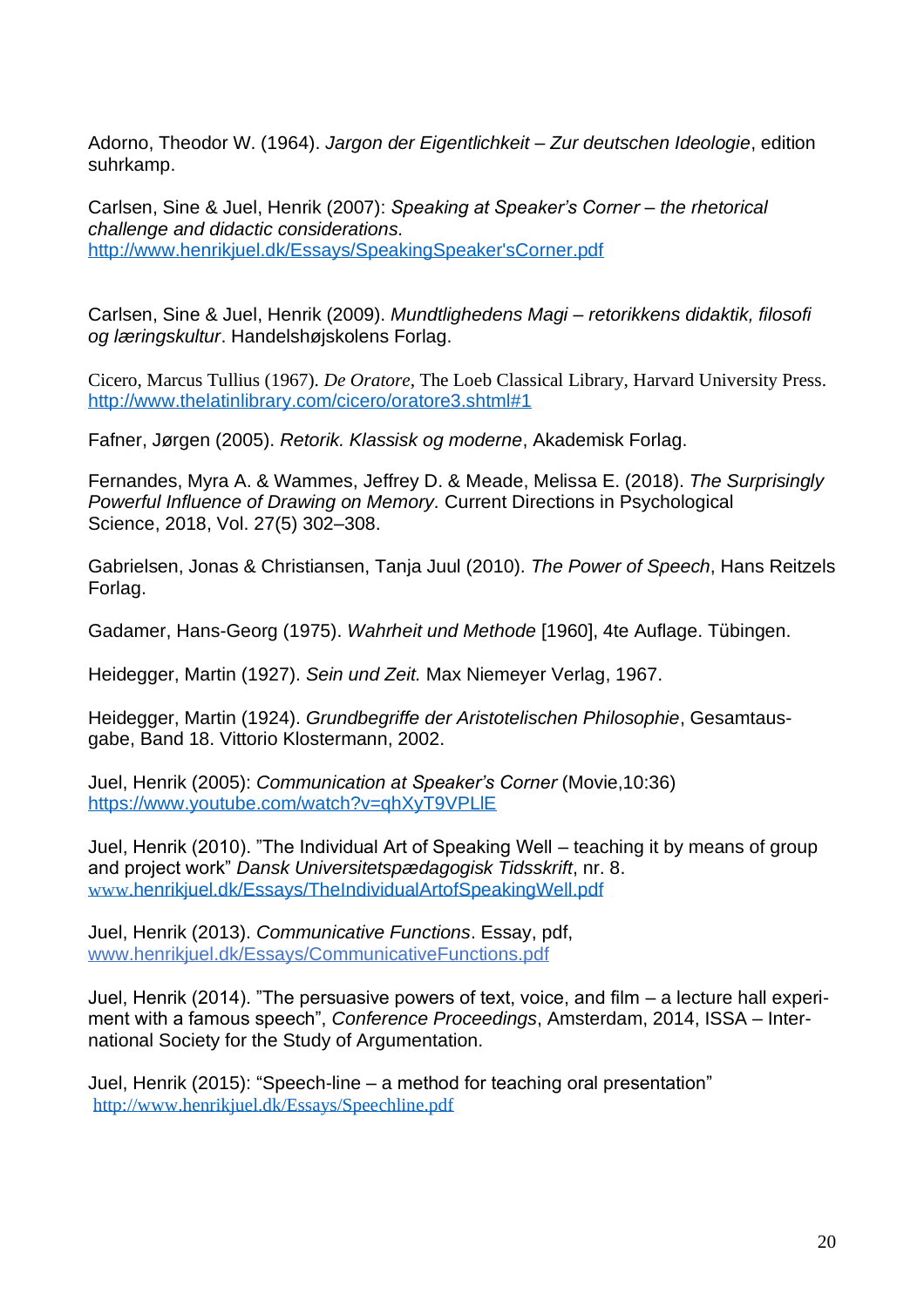Adorno, Theodor W. (1964). *Jargon der Eigentlichkeit – Zur deutschen Ideologie*, edition suhrkamp.

Carlsen, Sine & Juel, Henrik (2007): *Speaking at Speaker's Corner – the rhetorical challenge and didactic considerations.* http://www.henrikjuel.dk/Essays/SpeakingSpeaker'sCorner.pdf

Carlsen, Sine & Juel, Henrik (2009). *Mundtlighedens Magi – retorikkens didaktik, filosofi og læringskultur*. Handelshøjskolens Forlag.

Cicero, Marcus Tullius (1967). *De Oratore*, The Loeb Classical Library, Harvard University Press. http://www.thelatinlibrary.com/cicero/oratore3.shtml#1

Fafner, Jørgen (2005). *Retorik. Klassisk og moderne*, Akademisk Forlag.

Fernandes, Myra A. & Wammes, Jeffrey D. & Meade, Melissa E. (2018). *The Surprisingly Powerful Influence of Drawing on Memory.* Current Directions in Psychological Science, 2018, Vol. 27(5) 302–308.

Gabrielsen, Jonas & Christiansen, Tanja Juul (2010). *The Power of Speech*, Hans Reitzels Forlag.

Gadamer, Hans-Georg (1975). *Wahrheit und Methode* [1960], 4te Auflage. Tübingen.

Heidegger, Martin (1927). *Sein und Zeit.* Max Niemeyer Verlag, 1967.

Heidegger, Martin (1924). *Grundbegriffe der Aristotelischen Philosophie*, Gesamtausgabe, Band 18. Vittorio Klostermann, 2002.

Juel, Henrik (2005): *Communication at Speaker's Corner* (Movie,10:36) https://www.youtube.com/watch?v=qhXyT9VPLlE

Juel, Henrik (2010). "The Individual Art of Speaking Well – teaching it by means of group and project work" *Dansk Universitetspædagogisk Tidsskrift*, nr. 8. www.henrikjuel.dk/Essays/TheIndividualArtofSpeakingWell.pdf

Juel, Henrik (2013). *Communicative Functions*. Essay, pdf, www.henrikjuel.dk/Essays/CommunicativeFunctions.pdf

Juel, Henrik (2014). "The persuasive powers of text, voice, and film – a lecture hall experiment with a famous speech", *Conference Proceedings*, Amsterdam, 2014, ISSA – International Society for the Study of Argumentation.

Juel, Henrik (2015): "Speech-line – a method for teaching oral presentation" http://www.henrikjuel.dk/Essays/Speechline.pdf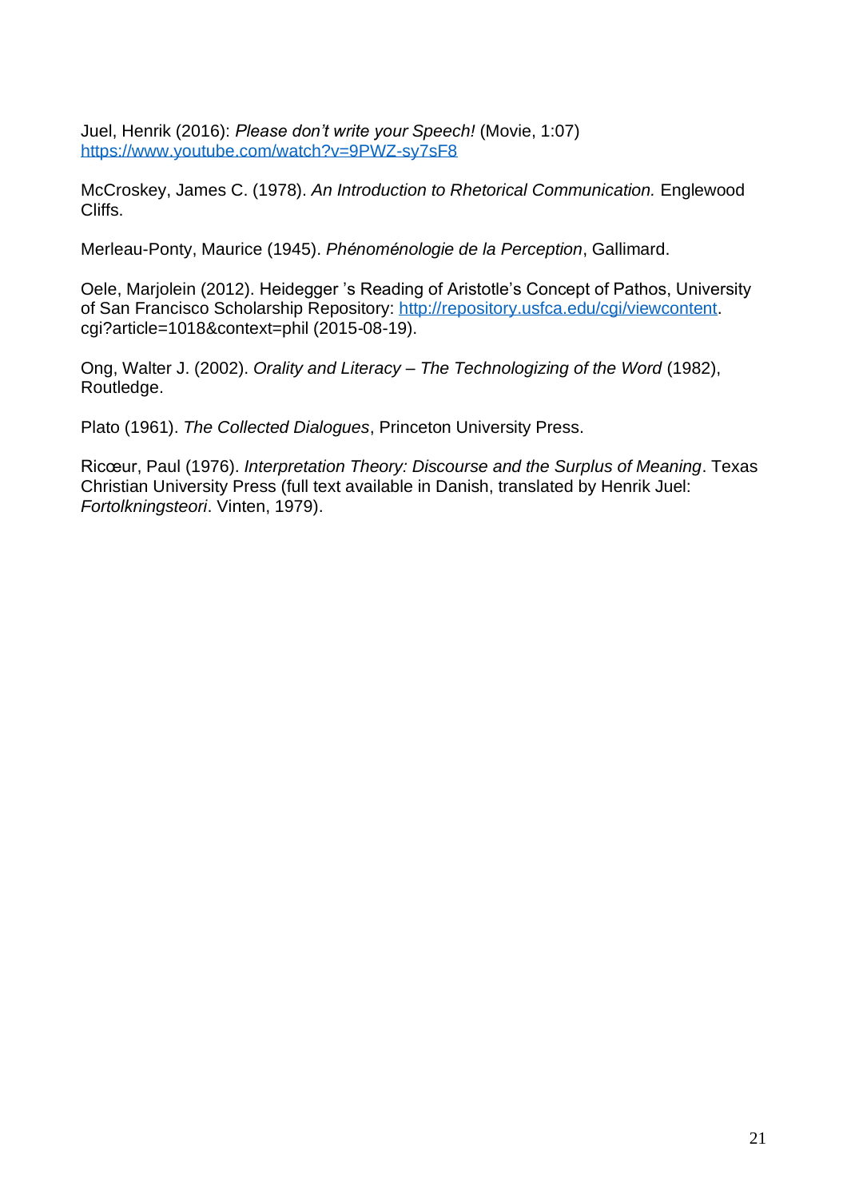Juel, Henrik (2016): *Please don't write your Speech!* (Movie, 1:07)
https://www.youtube.com/watch?v=9PWZ-sy7sF8

McCroskey, James C. (1978). *An Introduction to Rhetorical Communication.* Englewood Cliffs.

Merleau-Ponty, Maurice (1945). *Phénoménologie de la Perception*, Gallimard.

Oele, Marjolein (2012). Heidegger 's Reading of Aristotle's Concept of Pathos, University of San Francisco Scholarship Repository: http://repository.usfca.edu/cgi/viewcontent. cgi?article=1018&context=phil (2015-08-19).

Ong, Walter J. (2002). *Orality and Literacy – The Technologizing of the Word* (1982), Routledge.

Plato (1961). *The Collected Dialogues*, Princeton University Press.

Ricœur, Paul (1976). *Interpretation Theory: Discourse and the Surplus of Meaning*. Texas Christian University Press (full text available in Danish, translated by Henrik Juel: *Fortolkningsteori*. Vinten, 1979).